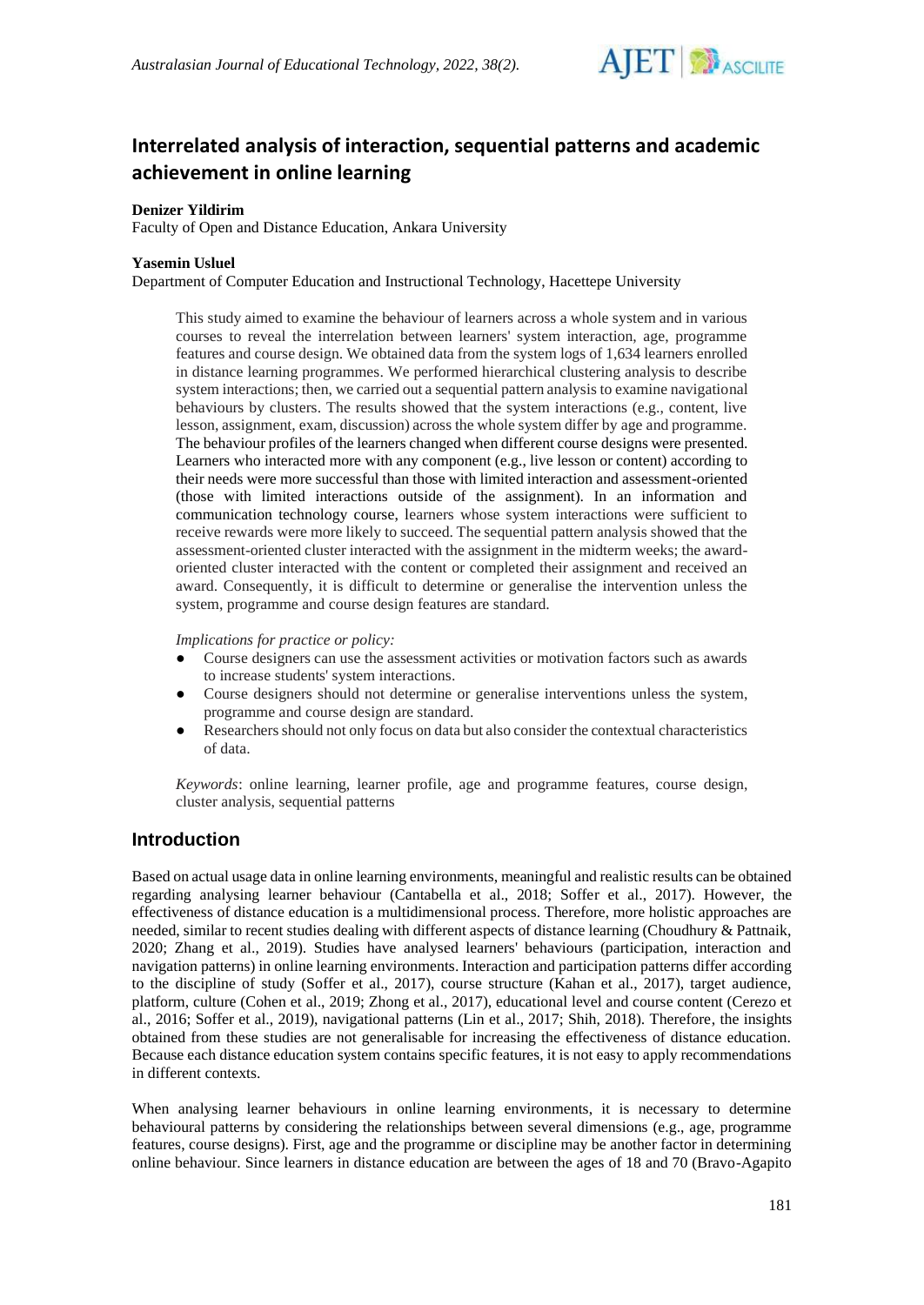# Interrelated analysis of interaction, sequential patterns and academic achievement in online learning

**Denizer Yildirim**
Faculty of Open and Distance Education, Ankara University

**Yasemin Usluel**
Department of Computer Education and Instructional Technology, Hacettepe University

This study aimed to examine the behaviour of learners across a whole system and in various courses to reveal the interrelation between learners' system interaction, age, programme features and course design. We obtained data from the system logs of 1,634 learners enrolled in distance learning programmes. We performed hierarchical clustering analysis to describe system interactions; then, we carried out a sequential pattern analysis to examine navigational behaviours by clusters. The results showed that the system interactions (e.g., content, live lesson, assignment, exam, discussion) across the whole system differ by age and programme. The behaviour profiles of the learners changed when different course designs were presented. Learners who interacted more with any component (e.g., live lesson or content) according to their needs were more successful than those with limited interaction and assessment-oriented (those with limited interactions outside of the assignment). In an information and communication technology course, learners whose system interactions were sufficient to receive rewards were more likely to succeed. The sequential pattern analysis showed that the assessment-oriented cluster interacted with the assignment in the midterm weeks; the award-oriented cluster interacted with the content or completed their assignment and received an award. Consequently, it is difficult to determine or generalise the intervention unless the system, programme and course design features are standard.

*Implications for practice or policy:*

- Course designers can use the assessment activities or motivation factors such as awards to increase students' system interactions.
- Course designers should not determine or generalise interventions unless the system, programme and course design are standard.
- Researchers should not only focus on data but also consider the contextual characteristics of data.

*Keywords*: online learning, learner profile, age and programme features, course design, cluster analysis, sequential patterns

## Introduction

Based on actual usage data in online learning environments, meaningful and realistic results can be obtained regarding analysing learner behaviour (Cantabella et al., 2018; Soffer et al., 2017). However, the effectiveness of distance education is a multidimensional process. Therefore, more holistic approaches are needed, similar to recent studies dealing with different aspects of distance learning (Choudhury & Pattnaik, 2020; Zhang et al., 2019). Studies have analysed learners' behaviours (participation, interaction and navigation patterns) in online learning environments. Interaction and participation patterns differ according to the discipline of study (Soffer et al., 2017), course structure (Kahan et al., 2017), target audience, platform, culture (Cohen et al., 2019; Zhong et al., 2017), educational level and course content (Cerezo et al., 2016; Soffer et al., 2019), navigational patterns (Lin et al., 2017; Shih, 2018). Therefore, the insights obtained from these studies are not generalisable for increasing the effectiveness of distance education. Because each distance education system contains specific features, it is not easy to apply recommendations in different contexts.

When analysing learner behaviours in online learning environments, it is necessary to determine behavioural patterns by considering the relationships between several dimensions (e.g., age, programme features, course designs). First, age and the programme or discipline may be another factor in determining online behaviour. Since learners in distance education are between the ages of 18 and 70 (Bravo-Agapito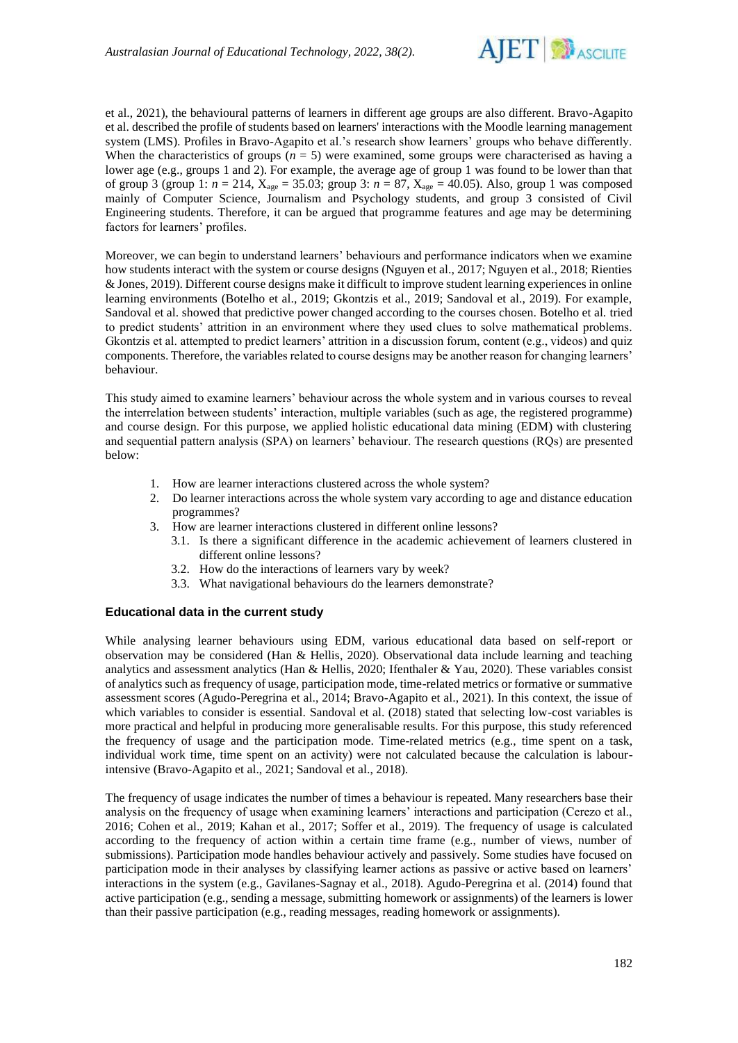et al., 2021), the behavioural patterns of learners in different age groups are also different. Bravo-Agapito et al. described the profile of students based on learners' interactions with the Moodle learning management system (LMS). Profiles in Bravo-Agapito et al.'s research show learners' groups who behave differently. When the characteristics of groups ($n = 5$) were examined, some groups were characterised as having a lower age (e.g., groups 1 and 2). For example, the average age of group 1 was found to be lower than that of group 3 (group 1: $n = 214$, $X_{age} = 35.03$; group 3: $n = 87$, $X_{age} = 40.05$). Also, group 1 was composed mainly of Computer Science, Journalism and Psychology students, and group 3 consisted of Civil Engineering students. Therefore, it can be argued that programme features and age may be determining factors for learners' profiles.

Moreover, we can begin to understand learners' behaviours and performance indicators when we examine how students interact with the system or course designs (Nguyen et al., 2017; Nguyen et al., 2018; Rienties & Jones, 2019). Different course designs make it difficult to improve student learning experiences in online learning environments (Botelho et al., 2019; Gkontzis et al., 2019; Sandoval et al., 2019). For example, Sandoval et al. showed that predictive power changed according to the courses chosen. Botelho et al. tried to predict students' attrition in an environment where they used clues to solve mathematical problems. Gkontzis et al. attempted to predict learners' attrition in a discussion forum, content (e.g., videos) and quiz components. Therefore, the variables related to course designs may be another reason for changing learners' behaviour.

This study aimed to examine learners' behaviour across the whole system and in various courses to reveal the interrelation between students' interaction, multiple variables (such as age, the registered programme) and course design. For this purpose, we applied holistic educational data mining (EDM) with clustering and sequential pattern analysis (SPA) on learners' behaviour. The research questions (RQs) are presented below:

1. How are learner interactions clustered across the whole system?
2. Do learner interactions across the whole system vary according to age and distance education programmes?
3. How are learner interactions clustered in different online lessons?
   - 3.1. Is there a significant difference in the academic achievement of learners clustered in different online lessons?
   - 3.2. How do the interactions of learners vary by week?
   - 3.3. What navigational behaviours do the learners demonstrate?

### Educational data in the current study

While analysing learner behaviours using EDM, various educational data based on self-report or observation may be considered (Han & Hellis, 2020). Observational data include learning and teaching analytics and assessment analytics (Han & Hellis, 2020; Ifenthaler & Yau, 2020). These variables consist of analytics such as frequency of usage, participation mode, time-related metrics or formative or summative assessment scores (Agudo-Peregrina et al., 2014; Bravo-Agapito et al., 2021). In this context, the issue of which variables to consider is essential. Sandoval et al. (2018) stated that selecting low-cost variables is more practical and helpful in producing more generalisable results. For this purpose, this study referenced the frequency of usage and the participation mode. Time-related metrics (e.g., time spent on a task, individual work time, time spent on an activity) were not calculated because the calculation is labour-intensive (Bravo-Agapito et al., 2021; Sandoval et al., 2018).

The frequency of usage indicates the number of times a behaviour is repeated. Many researchers base their analysis on the frequency of usage when examining learners' interactions and participation (Cerezo et al., 2016; Cohen et al., 2019; Kahan et al., 2017; Soffer et al., 2019). The frequency of usage is calculated according to the frequency of action within a certain time frame (e.g., number of views, number of submissions). Participation mode handles behaviour actively and passively. Some studies have focused on participation mode in their analyses by classifying learner actions as passive or active based on learners' interactions in the system (e.g., Gavilanes-Sagnay et al., 2018). Agudo-Peregrina et al. (2014) found that active participation (e.g., sending a message, submitting homework or assignments) of the learners is lower than their passive participation (e.g., reading messages, reading homework or assignments).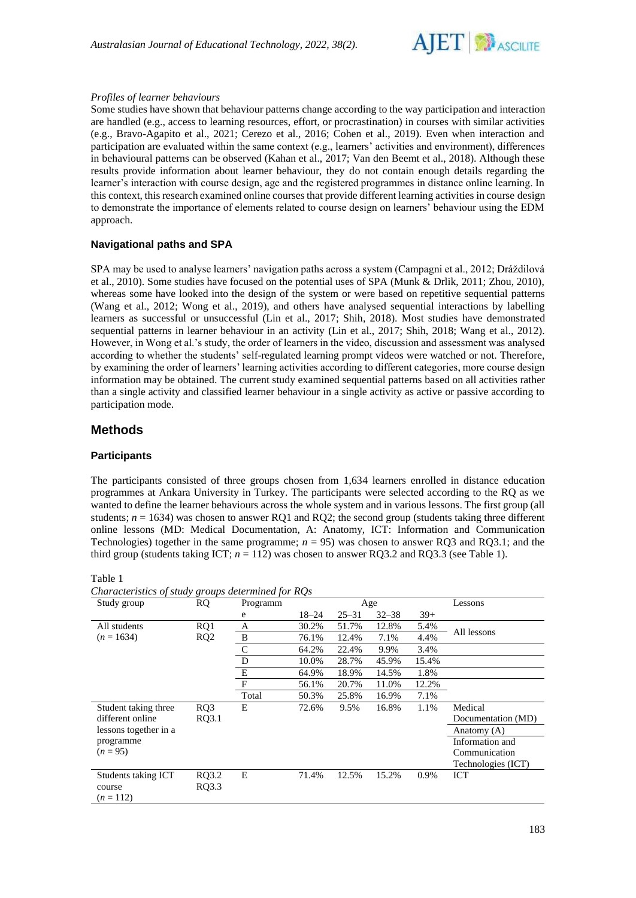*Profiles of learner behaviours*

Some studies have shown that behaviour patterns change according to the way participation and interaction are handled (e.g., access to learning resources, effort, or procrastination) in courses with similar activities (e.g., Bravo-Agapito et al., 2021; Cerezo et al., 2016; Cohen et al., 2019). Even when interaction and participation are evaluated within the same context (e.g., learners' activities and environment), differences in behavioural patterns can be observed (Kahan et al., 2017; Van den Beemt et al., 2018). Although these results provide information about learner behaviour, they do not contain enough details regarding the learner's interaction with course design, age and the registered programmes in distance online learning. In this context, this research examined online courses that provide different learning activities in course design to demonstrate the importance of elements related to course design on learners' behaviour using the EDM approach.

### Navigational paths and SPA

SPA may be used to analyse learners' navigation paths across a system (Campagni et al., 2012; Dráždilová et al., 2010). Some studies have focused on the potential uses of SPA (Munk & Drlik, 2011; Zhou, 2010), whereas some have looked into the design of the system or were based on repetitive sequential patterns (Wang et al., 2012; Wong et al., 2019), and others have analysed sequential interactions by labelling learners as successful or unsuccessful (Lin et al., 2017; Shih, 2018). Most studies have demonstrated sequential patterns in learner behaviour in an activity (Lin et al., 2017; Shih, 2018; Wang et al., 2012). However, in Wong et al.'s study, the order of learners in the video, discussion and assessment was analysed according to whether the students' self-regulated learning prompt videos were watched or not. Therefore, by examining the order of learners' learning activities according to different categories, more course design information may be obtained. The current study examined sequential patterns based on all activities rather than a single activity and classified learner behaviour in a single activity as active or passive according to participation mode.

## Methods

### Participants

The participants consisted of three groups chosen from 1,634 learners enrolled in distance education programmes at Ankara University in Turkey. The participants were selected according to the RQ as we wanted to define the learner behaviours across the whole system and in various lessons. The first group (all students; $n = 1634$) was chosen to answer RQ1 and RQ2; the second group (students taking three different online lessons (MD: Medical Documentation, A: Anatomy, ICT: Information and Communication Technologies) together in the same programme; $n = 95$) was chosen to answer RQ3 and RQ3.1; and the third group (students taking ICT; $n = 112$) was chosen to answer RQ3.2 and RQ3.3 (see Table 1).

Table 1
*Characteristics of study groups determined for RQs*

| Study group | RQ | Programme | Age | | | | Lessons |
|---|---|---|---|---|---|---|---|
| | | | 18–24 | 25–31 | 32–38 | 39+ | |
| All students ($n = 1634$) | RQ1 RQ2 | A | 30.2% | 51.7% | 12.8% | 5.4% | All lessons |
| | | B | 76.1% | 12.4% | 7.1% | 4.4% | |
| | | C | 64.2% | 22.4% | 9.9% | 3.4% | |
| | | D | 10.0% | 28.7% | 45.9% | 15.4% | |
| | | E | 64.9% | 18.9% | 14.5% | 1.8% | |
| | | F | 56.1% | 20.7% | 11.0% | 12.2% | |
| | | Total | 50.3% | 25.8% | 16.9% | 7.1% | |
| Student taking three different online lessons together in a programme ($n = 95$) | RQ3 RQ3.1 | E | 72.6% | 9.5% | 16.8% | 1.1% | Medical Documentation (MD) |
| | | | | | | | Anatomy (A) |
| | | | | | | | Information and Communication Technologies (ICT) |
| Students taking ICT course ($n = 112$) | RQ3.2 RQ3.3 | E | 71.4% | 12.5% | 15.2% | 0.9% | ICT |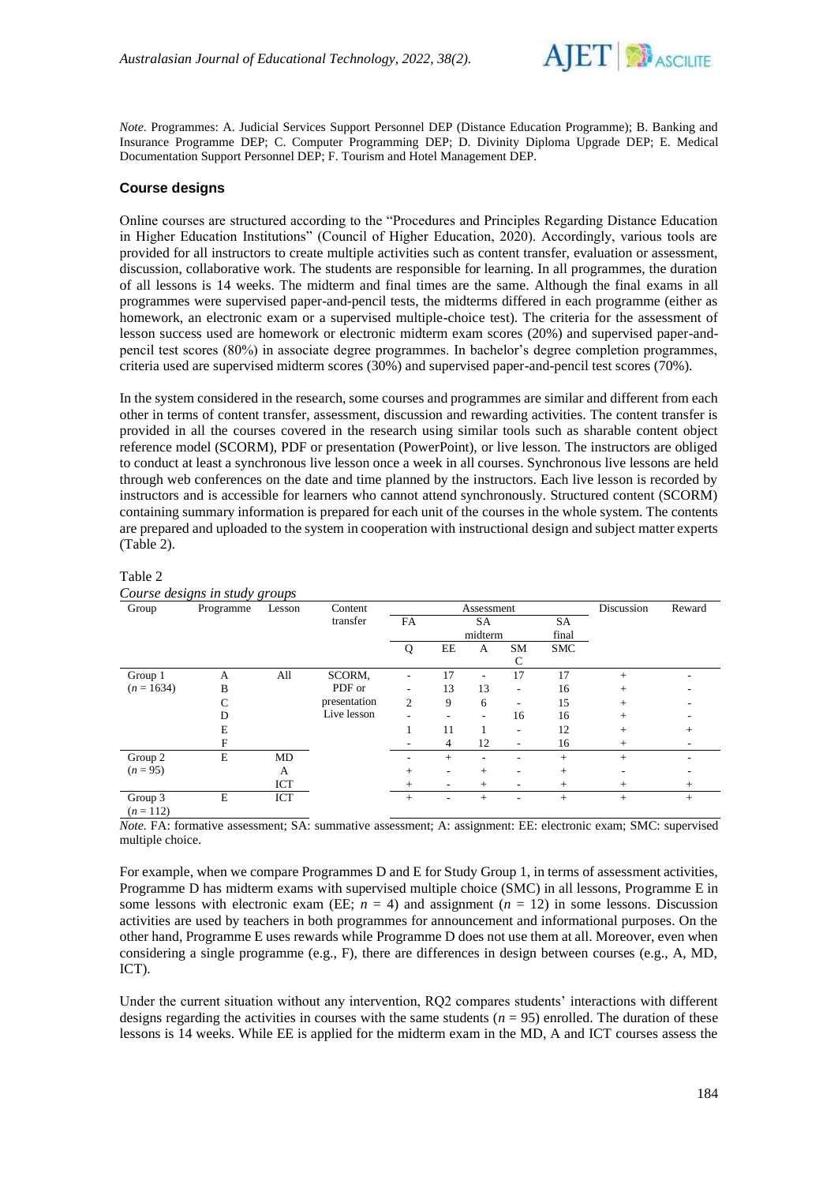*Note.* Programmes: A. Judicial Services Support Personnel DEP (Distance Education Programme); B. Banking and Insurance Programme DEP; C. Computer Programming DEP; D. Divinity Diploma Upgrade DEP; E. Medical Documentation Support Personnel DEP; F. Tourism and Hotel Management DEP.

### Course designs

Online courses are structured according to the "Procedures and Principles Regarding Distance Education in Higher Education Institutions" (Council of Higher Education, 2020). Accordingly, various tools are provided for all instructors to create multiple activities such as content transfer, evaluation or assessment, discussion, collaborative work. The students are responsible for learning. In all programmes, the duration of all lessons is 14 weeks. The midterm and final times are the same. Although the final exams in all programmes were supervised paper-and-pencil tests, the midterms differed in each programme (either as homework, an electronic exam or a supervised multiple-choice test). The criteria for the assessment of lesson success used are homework or electronic midterm exam scores (20%) and supervised paper-and-pencil test scores (80%) in associate degree programmes. In bachelor's degree completion programmes, criteria used are supervised midterm scores (30%) and supervised paper-and-pencil test scores (70%).

In the system considered in the research, some courses and programmes are similar and different from each other in terms of content transfer, assessment, discussion and rewarding activities. The content transfer is provided in all the courses covered in the research using similar tools such as sharable content object reference model (SCORM), PDF or presentation (PowerPoint), or live lesson. The instructors are obliged to conduct at least a synchronous live lesson once a week in all courses. Synchronous live lessons are held through web conferences on the date and time planned by the instructors. Each live lesson is recorded by instructors and is accessible for learners who cannot attend synchronously. Structured content (SCORM) containing summary information is prepared for each unit of the courses in the whole system. The contents are prepared and uploaded to the system in cooperation with instructional design and subject matter experts (Table 2).

Table 2
*Course designs in study groups*

| Group | Programme | Lesson | Content transfer | Assessment | | | | | Discussion | Reward |
|---|---|---|---|---|---|---|---|---|---|---|
| | | | | FA | SA midterm | | | SA final | | |
| | | | | Q | EE | A | SMC | SMC | | |
| Group 1 ($n$ = 1634) | A | All | SCORM, PDF or presentation Live lesson | - | 17 | - | 17 | 17 | + | - |
| | B | | | - | 13 | 13 | - | 16 | + | - |
| | C | | | 2 | 9 | 6 | - | 15 | + | - |
| | D | | | - | - | - | 16 | 16 | + | - |
| | E | | | 1 | 11 | 1 | - | 12 | + | + |
| | F | | | - | 4 | 12 | - | 16 | + | - |
| Group 2 ($n$ = 95) | E | MD | | - | + | - | - | + | + | - |
| | | A | | + | - | + | - | + | - | - |
| | | ICT | | + | - | + | - | + | + | + |
| Group 3 ($n$ = 112) | E | ICT | | + | - | + | - | + | + | + |

*Note.* FA: formative assessment; SA: summative assessment; A: assignment: EE: electronic exam; SMC: supervised multiple choice.

For example, when we compare Programmes D and E for Study Group 1, in terms of assessment activities, Programme D has midterm exams with supervised multiple choice (SMC) in all lessons, Programme E in some lessons with electronic exam (EE; $n$ = 4) and assignment ($n$ = 12) in some lessons. Discussion activities are used by teachers in both programmes for announcement and informational purposes. On the other hand, Programme E uses rewards while Programme D does not use them at all. Moreover, even when considering a single programme (e.g., F), there are differences in design between courses (e.g., A, MD, ICT).

Under the current situation without any intervention, RQ2 compares students' interactions with different designs regarding the activities in courses with the same students ($n$ = 95) enrolled. The duration of these lessons is 14 weeks. While EE is applied for the midterm exam in the MD, A and ICT courses assess the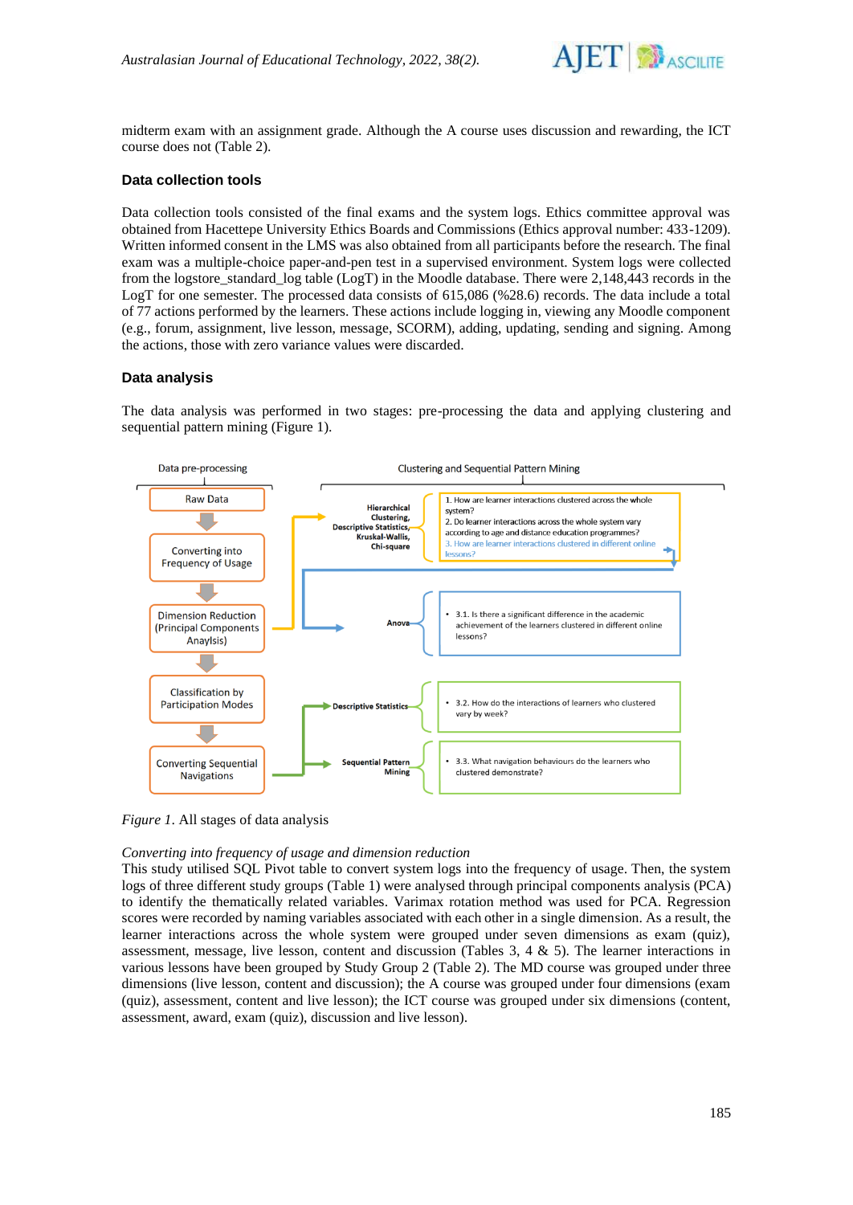midterm exam with an assignment grade. Although the A course uses discussion and rewarding, the ICT course does not (Table 2).

### Data collection tools

Data collection tools consisted of the final exams and the system logs. Ethics committee approval was obtained from Hacettepe University Ethics Boards and Commissions (Ethics approval number: 433-1209). Written informed consent in the LMS was also obtained from all participants before the research. The final exam was a multiple-choice paper-and-pen test in a supervised environment. System logs were collected from the logstore_standard_log table (LogT) in the Moodle database. There were 2,148,443 records in the LogT for one semester. The processed data consists of 615,086 (%28.6) records. The data include a total of 77 actions performed by the learners. These actions include logging in, viewing any Moodle component (e.g., forum, assignment, live lesson, message, SCORM), adding, updating, sending and signing. Among the actions, those with zero variance values were discarded.

### Data analysis

The data analysis was performed in two stages: pre-processing the data and applying clustering and sequential pattern mining (Figure 1).

Data pre-processing

- Raw Data
- Converting into Frequency of Usage
- Dimension Reduction (Principal Components Anaylsis)
- Classification by Participation Modes
- Converting Sequential Navigations

Clustering and Sequential Pattern Mining

- Hierarchical Clustering, Descriptive Statistics, Kruskal-Wallis, Chi-square
  1. How are learner interactions clustered across the whole system?
  2. Do learner interactions across the whole system vary according to age and distance education programmes?
  3. How are learner interactions clustered in different online lessons?
- Anova
  - 3.1. Is there a significant difference in the academic achievement of the learners clustered in different online lessons?
- Descriptive Statistics
  - 3.2. How do the interactions of learners who clustered vary by week?
- Sequential Pattern Mining
  - 3.3. What navigation behaviours do the learners who clustered demonstrate?

*Figure 1*. All stages of data analysis

*Converting into frequency of usage and dimension reduction*

This study utilised SQL Pivot table to convert system logs into the frequency of usage. Then, the system logs of three different study groups (Table 1) were analysed through principal components analysis (PCA) to identify the thematically related variables. Varimax rotation method was used for PCA. Regression scores were recorded by naming variables associated with each other in a single dimension. As a result, the learner interactions across the whole system were grouped under seven dimensions as exam (quiz), assessment, message, live lesson, content and discussion (Tables 3, 4 & 5). The learner interactions in various lessons have been grouped by Study Group 2 (Table 2). The MD course was grouped under three dimensions (live lesson, content and discussion); the A course was grouped under four dimensions (exam (quiz), assessment, content and live lesson); the ICT course was grouped under six dimensions (content, assessment, award, exam (quiz), discussion and live lesson).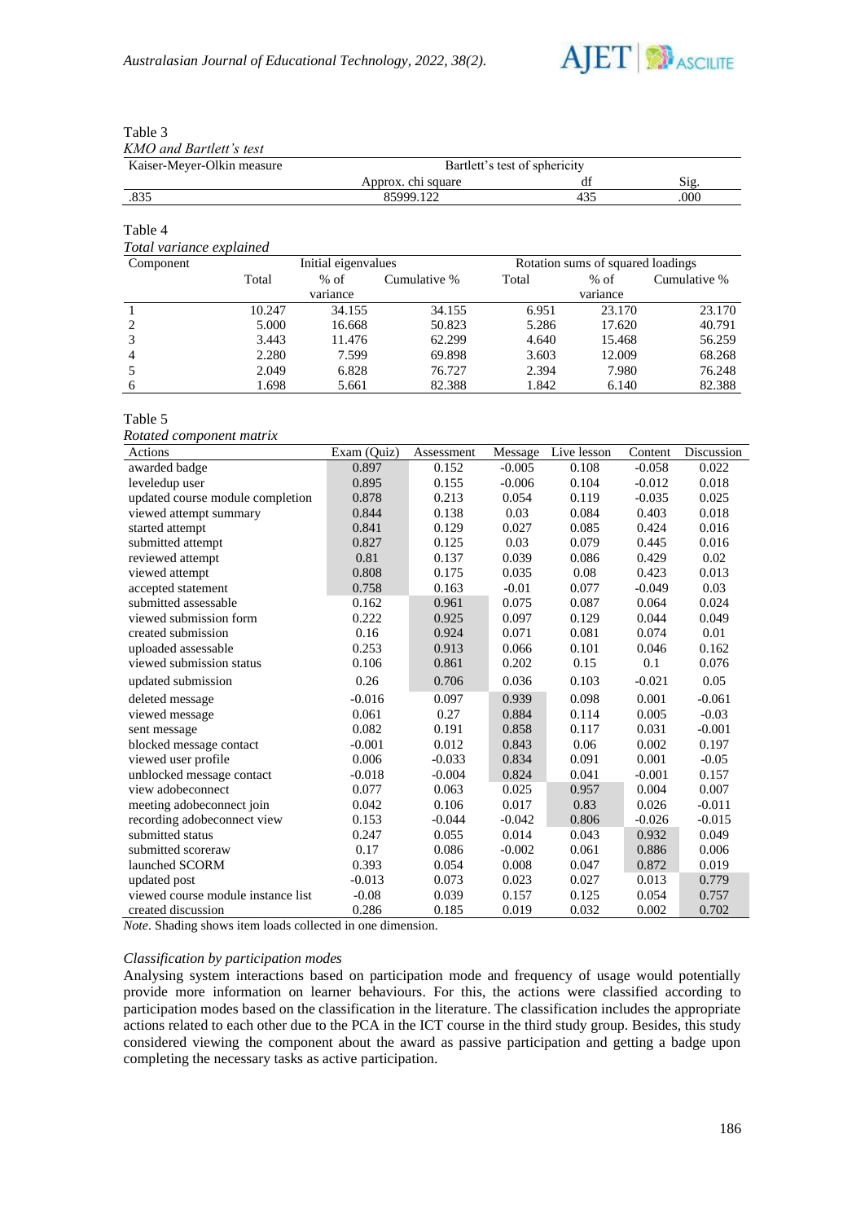Table 3

*KMO and Bartlett's test*

| Kaiser-Meyer-Olkin measure | Bartlett's test of sphericity | | |
|---|---|---|---|
| | Approx. chi square | df | Sig. |
| .835 | 85999.122 | 435 | .000 |

Table 4

*Total variance explained*

| Component | Initial eigenvalues | | | Rotation sums of squared loadings | | |
|---|---|---|---|---|---|---|
| | Total | % of variance | Cumulative % | Total | % of variance | Cumulative % |
| 1 | 10.247 | 34.155 | 34.155 | 6.951 | 23.170 | 23.170 |
| 2 | 5.000 | 16.668 | 50.823 | 5.286 | 17.620 | 40.791 |
| 3 | 3.443 | 11.476 | 62.299 | 4.640 | 15.468 | 56.259 |
| 4 | 2.280 | 7.599 | 69.898 | 3.603 | 12.009 | 68.268 |
| 5 | 2.049 | 6.828 | 76.727 | 2.394 | 7.980 | 76.248 |
| 6 | 1.698 | 5.661 | 82.388 | 1.842 | 6.140 | 82.388 |

Table 5

*Rotated component matrix*

| Actions | Exam (Quiz) | Assessment | Message | Live lesson | Content | Discussion |
|---|---|---|---|---|---|---|
| awarded badge | 0.897 | 0.152 | -0.005 | 0.108 | -0.058 | 0.022 |
| leveledup user | 0.895 | 0.155 | -0.006 | 0.104 | -0.012 | 0.018 |
| updated course module completion | 0.878 | 0.213 | 0.054 | 0.119 | -0.035 | 0.025 |
| viewed attempt summary | 0.844 | 0.138 | 0.03 | 0.084 | 0.403 | 0.018 |
| started attempt | 0.841 | 0.129 | 0.027 | 0.085 | 0.424 | 0.016 |
| submitted attempt | 0.827 | 0.125 | 0.03 | 0.079 | 0.445 | 0.016 |
| reviewed attempt | 0.81 | 0.137 | 0.039 | 0.086 | 0.429 | 0.02 |
| viewed attempt | 0.808 | 0.175 | 0.035 | 0.08 | 0.423 | 0.013 |
| accepted statement | 0.758 | 0.163 | -0.01 | 0.077 | -0.049 | 0.03 |
| submitted assessable | 0.162 | 0.961 | 0.075 | 0.087 | 0.064 | 0.024 |
| viewed submission form | 0.222 | 0.925 | 0.097 | 0.129 | 0.044 | 0.049 |
| created submission | 0.16 | 0.924 | 0.071 | 0.081 | 0.074 | 0.01 |
| uploaded assessable | 0.253 | 0.913 | 0.066 | 0.101 | 0.046 | 0.162 |
| viewed submission status | 0.106 | 0.861 | 0.202 | 0.15 | 0.1 | 0.076 |
| updated submission | 0.26 | 0.706 | 0.036 | 0.103 | -0.021 | 0.05 |
| deleted message | -0.016 | 0.097 | 0.939 | 0.098 | 0.001 | -0.061 |
| viewed message | 0.061 | 0.27 | 0.884 | 0.114 | 0.005 | -0.03 |
| sent message | 0.082 | 0.191 | 0.858 | 0.117 | 0.031 | -0.001 |
| blocked message contact | -0.001 | 0.012 | 0.843 | 0.06 | 0.002 | 0.197 |
| viewed user profile | 0.006 | -0.033 | 0.834 | 0.091 | 0.001 | -0.05 |
| unblocked message contact | -0.018 | -0.004 | 0.824 | 0.041 | -0.001 | 0.157 |
| view adobeconnect | 0.077 | 0.063 | 0.025 | 0.957 | 0.004 | 0.007 |
| meeting adobeconnect join | 0.042 | 0.106 | 0.017 | 0.83 | 0.026 | -0.011 |
| recording adobeconnect view | 0.153 | -0.044 | -0.042 | 0.806 | -0.026 | -0.015 |
| submitted status | 0.247 | 0.055 | 0.014 | 0.043 | 0.932 | 0.049 |
| submitted scoreraw | 0.17 | 0.086 | -0.002 | 0.061 | 0.886 | 0.006 |
| launched SCORM | 0.393 | 0.054 | 0.008 | 0.047 | 0.872 | 0.019 |
| updated post | -0.013 | 0.073 | 0.023 | 0.027 | 0.013 | 0.779 |
| viewed course module instance list | -0.08 | 0.039 | 0.157 | 0.125 | 0.054 | 0.757 |
| created discussion | 0.286 | 0.185 | 0.019 | 0.032 | 0.002 | 0.702 |

*Note*. Shading shows item loads collected in one dimension.

### *Classification by participation modes*

Analysing system interactions based on participation mode and frequency of usage would potentially provide more information on learner behaviours. For this, the actions were classified according to participation modes based on the classification in the literature. The classification includes the appropriate actions related to each other due to the PCA in the ICT course in the third study group. Besides, this study considered viewing the component about the award as passive participation and getting a badge upon completing the necessary tasks as active participation.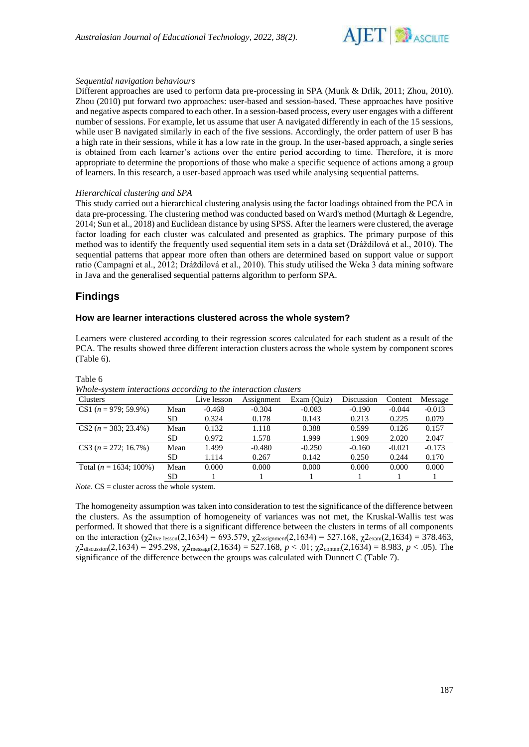*Sequential navigation behaviours*

Different approaches are used to perform data pre-processing in SPA (Munk & Drlik, 2011; Zhou, 2010). Zhou (2010) put forward two approaches: user-based and session-based. These approaches have positive and negative aspects compared to each other. In a session-based process, every user engages with a different number of sessions. For example, let us assume that user A navigated differently in each of the 15 sessions, while user B navigated similarly in each of the five sessions. Accordingly, the order pattern of user B has a high rate in their sessions, while it has a low rate in the group. In the user-based approach, a single series is obtained from each learner's actions over the entire period according to time. Therefore, it is more appropriate to determine the proportions of those who make a specific sequence of actions among a group of learners. In this research, a user-based approach was used while analysing sequential patterns.

*Hierarchical clustering and SPA*

This study carried out a hierarchical clustering analysis using the factor loadings obtained from the PCA in data pre-processing. The clustering method was conducted based on Ward's method (Murtagh & Legendre, 2014; Sun et al., 2018) and Euclidean distance by using SPSS. After the learners were clustered, the average factor loading for each cluster was calculated and presented as graphics. The primary purpose of this method was to identify the frequently used sequential item sets in a data set (Dráždilová et al., 2010). The sequential patterns that appear more often than others are determined based on support value or support ratio (Campagni et al., 2012; Dráždilová et al., 2010). This study utilised the Weka 3 data mining software in Java and the generalised sequential patterns algorithm to perform SPA.

## Findings

### How are learner interactions clustered across the whole system?

Learners were clustered according to their regression scores calculated for each student as a result of the PCA. The results showed three different interaction clusters across the whole system by component scores (Table 6).

Table 6

*Whole-system interactions according to the interaction clusters*

| Clusters | | Live lesson | Assignment | Exam (Quiz) | Discussion | Content | Message |
|---|---|---|---|---|---|---|---|
| CS1 ($n$ = 979; 59.9%) | Mean | -0.468 | -0.304 | -0.083 | -0.190 | -0.044 | -0.013 |
| | SD | 0.324 | 0.178 | 0.143 | 0.213 | 0.225 | 0.079 |
| CS2 ($n$ = 383; 23.4%) | Mean | 0.132 | 1.118 | 0.388 | 0.599 | 0.126 | 0.157 |
| | SD | 0.972 | 1.578 | 1.999 | 1.909 | 2.020 | 2.047 |
| CS3 ($n$ = 272; 16.7%) | Mean | 1.499 | -0.480 | -0.250 | -0.160 | -0.021 | -0.173 |
| | SD | 1.114 | 0.267 | 0.142 | 0.250 | 0.244 | 0.170 |
| Total ($n$ = 1634; 100%) | Mean | 0.000 | 0.000 | 0.000 | 0.000 | 0.000 | 0.000 |
| | SD | 1 | 1 | 1 | 1 | 1 | 1 |

*Note*. CS = cluster across the whole system.

The homogeneity assumption was taken into consideration to test the significance of the difference between the clusters. As the assumption of homogeneity of variances was not met, the Kruskal-Wallis test was performed. It showed that there is a significant difference between the clusters in terms of all components on the interaction ($\chi2_{\text{live lesson}}(2,1634) = 693.579$, $\chi2_{\text{assignment}}(2,1634) = 527.168$, $\chi2_{\text{exam}}(2,1634) = 378.463$, $\chi2_{\text{discussion}}(2,1634) = 295.298$, $\chi2_{\text{message}}(2,1634) = 527.168$, $p < .01$; $\chi2_{\text{content}}(2,1634) = 8.983$, $p < .05$). The significance of the difference between the groups was calculated with Dunnett C (Table 7).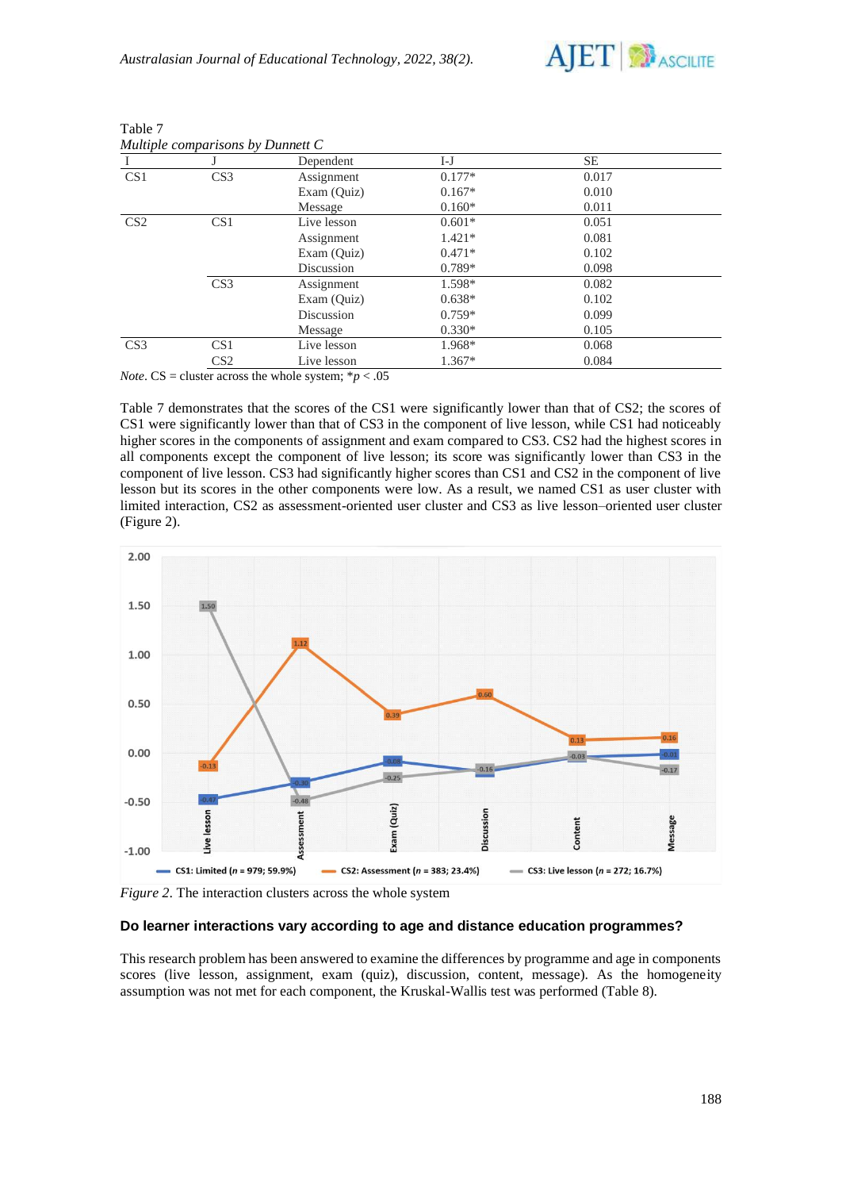Table 7

*Multiple comparisons by Dunnett C*

| I | J | Dependent | I-J | SE |
|---|---|---|---|---|
| CS1 | CS3 | Assignment | 0.177* | 0.017 |
| | | Exam (Quiz) | 0.167* | 0.010 |
| | | Message | 0.160* | 0.011 |
| CS2 | CS1 | Live lesson | 0.601* | 0.051 |
| | | Assignment | 1.421* | 0.081 |
| | | Exam (Quiz) | 0.471* | 0.102 |
| | | Discussion | 0.789* | 0.098 |
| | CS3 | Assignment | 1.598* | 0.082 |
| | | Exam (Quiz) | 0.638* | 0.102 |
| | | Discussion | 0.759* | 0.099 |
| | | Message | 0.330* | 0.105 |
| CS3 | CS1 | Live lesson | 1.968* | 0.068 |
| | CS2 | Live lesson | 1.367* | 0.084 |

*Note*. CS = cluster across the whole system; $*p < .05$

Table 7 demonstrates that the scores of the CS1 were significantly lower than that of CS2; the scores of CS1 were significantly lower than that of CS3 in the component of live lesson, while CS1 had noticeably higher scores in the components of assignment and exam compared to CS3. CS2 had the highest scores in all components except the component of live lesson; its score was significantly lower than CS3 in the component of live lesson. CS3 had significantly higher scores than CS1 and CS2 in the component of live lesson but its scores in the other components were low. As a result, we named CS1 as user cluster with limited interaction, CS2 as assessment-oriented user cluster and CS3 as live lesson–oriented user cluster (Figure 2).

*Figure 2*. The interaction clusters across the whole system

### Do learner interactions vary according to age and distance education programmes?

This research problem has been answered to examine the differences by programme and age in components scores (live lesson, assignment, exam (quiz), discussion, content, message). As the homogeneity assumption was not met for each component, the Kruskal-Wallis test was performed (Table 8).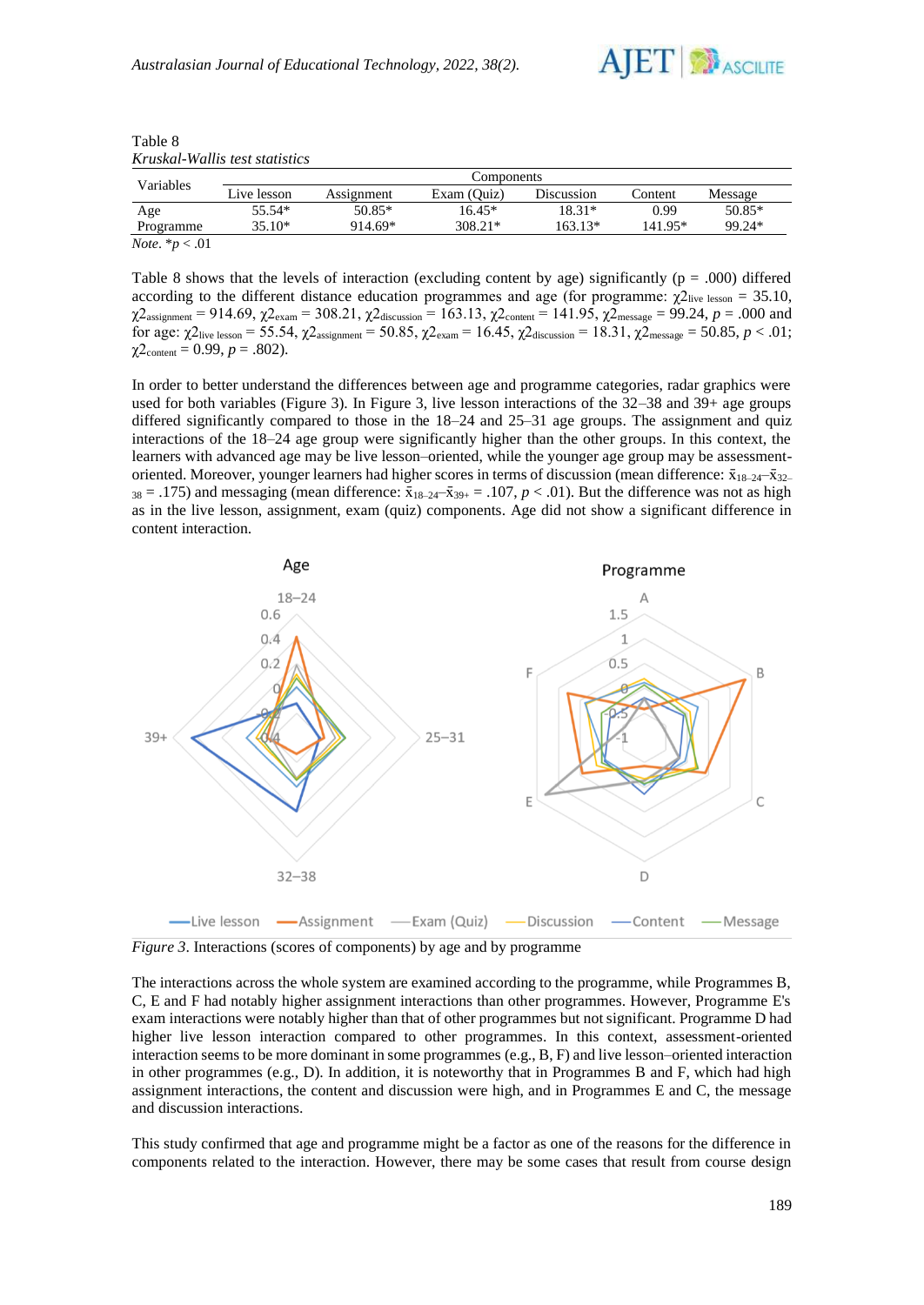Table 8
*Kruskal-Wallis test statistics*

| Variables | Components | | | | | |
|---|---|---|---|---|---|---|
| | Live lesson | Assignment | Exam (Quiz) | Discussion | Content | Message |
| Age | 55.54* | 50.85* | 16.45* | 18.31* | 0.99 | 50.85* |
| Programme | 35.10* | 914.69* | 308.21* | 163.13* | 141.95* | 99.24* |

*Note*. \*$p < .01$

Table 8 shows that the levels of interaction (excluding content by age) significantly ($p$ = .000) differed according to the different distance education programmes and age (for programme: $\chi2_{\text{live lesson}}$ = 35.10, $\chi2_{\text{assignment}}$ = 914.69, $\chi2_{\text{exam}}$ = 308.21, $\chi2_{\text{discussion}}$ = 163.13, $\chi2_{\text{content}}$ = 141.95, $\chi2_{\text{message}}$ = 99.24, $p$ = .000 and for age: $\chi2_{\text{live lesson}}$ = 55.54, $\chi2_{\text{assignment}}$ = 50.85, $\chi2_{\text{exam}}$ = 16.45, $\chi2_{\text{discussion}}$ = 18.31, $\chi2_{\text{message}}$ = 50.85, $p < .01$; $\chi2_{\text{content}}$ = 0.99, $p$ = .802).

In order to better understand the differences between age and programme categories, radar graphics were used for both variables (Figure 3). In Figure 3, live lesson interactions of the 32–38 and 39+ age groups differed significantly compared to those in the 18–24 and 25–31 age groups. The assignment and quiz interactions of the 18–24 age group were significantly higher than the other groups. In this context, the learners with advanced age may be live lesson–oriented, while the younger age group may be assessment-oriented. Moreover, younger learners had higher scores in terms of discussion (mean difference: $\bar{x}_{18\text{–}24}$–$\bar{x}_{32\text{–}38}$ = .175) and messaging (mean difference: $\bar{x}_{18\text{–}24}$–$\bar{x}_{39+}$ = .107, $p < .01$). But the difference was not as high as in the live lesson, assignment, exam (quiz) components. Age did not show a significant difference in content interaction.

*Figure 3*. Interactions (scores of components) by age and by programme

The interactions across the whole system are examined according to the programme, while Programmes B, C, E and F had notably higher assignment interactions than other programmes. However, Programme E's exam interactions were notably higher than that of other programmes but not significant. Programme D had higher live lesson interaction compared to other programmes. In this context, assessment-oriented interaction seems to be more dominant in some programmes (e.g., B, F) and live lesson–oriented interaction in other programmes (e.g., D). In addition, it is noteworthy that in Programmes B and F, which had high assignment interactions, the content and discussion were high, and in Programmes E and C, the message and discussion interactions.

This study confirmed that age and programme might be a factor as one of the reasons for the difference in components related to the interaction. However, there may be some cases that result from course design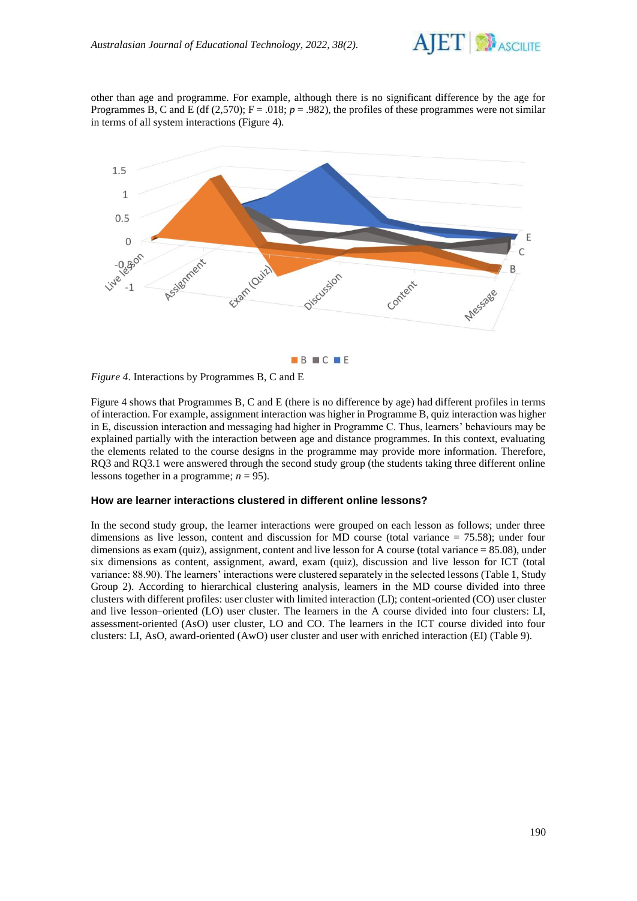other than age and programme. For example, although there is no significant difference by the age for Programmes B, C and E (df (2,570); F = .018; $p$ = .982), the profiles of these programmes were not similar in terms of all system interactions (Figure 4).

*Figure 4*. Interactions by Programmes B, C and E

Figure 4 shows that Programmes B, C and E (there is no difference by age) had different profiles in terms of interaction. For example, assignment interaction was higher in Programme B, quiz interaction was higher in E, discussion interaction and messaging had higher in Programme C. Thus, learners' behaviours may be explained partially with the interaction between age and distance programmes. In this context, evaluating the elements related to the course designs in the programme may provide more information. Therefore, RQ3 and RQ3.1 were answered through the second study group (the students taking three different online lessons together in a programme; $n$ = 95).

### How are learner interactions clustered in different online lessons?

In the second study group, the learner interactions were grouped on each lesson as follows; under three dimensions as live lesson, content and discussion for MD course (total variance = 75.58); under four dimensions as exam (quiz), assignment, content and live lesson for A course (total variance = 85.08), under six dimensions as content, assignment, award, exam (quiz), discussion and live lesson for ICT (total variance: 88.90). The learners' interactions were clustered separately in the selected lessons (Table 1, Study Group 2). According to hierarchical clustering analysis, learners in the MD course divided into three clusters with different profiles: user cluster with limited interaction (LI); content-oriented (CO) user cluster and live lesson–oriented (LO) user cluster. The learners in the A course divided into four clusters: LI, assessment-oriented (AsO) user cluster, LO and CO. The learners in the ICT course divided into four clusters: LI, AsO, award-oriented (AwO) user cluster and user with enriched interaction (EI) (Table 9).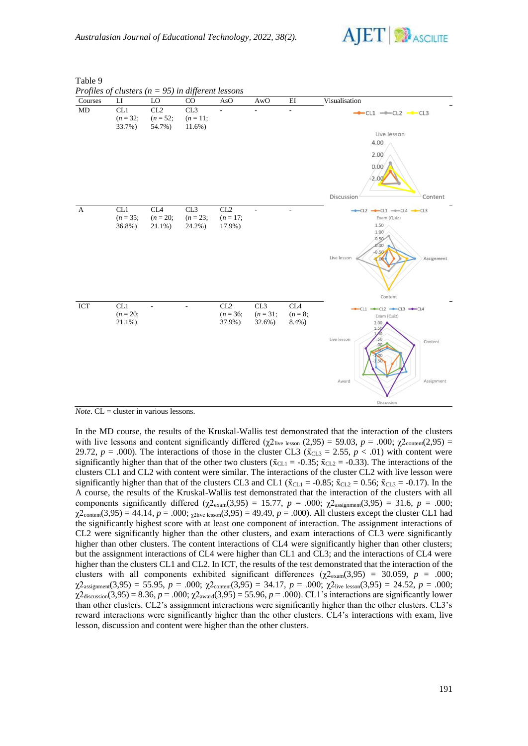Table 9

*Profiles of clusters (n = 95) in different lessons*

| Courses | LI | LO | CO | AsO | AwO | EI | Visualisation |
|---|---|---|---|---|---|---|---|
| MD | CL1 ($n$ = 32; 33.7%) | CL2 ($n$ = 52; 54.7%) | CL3 ($n$ = 11; 11.6%) | - | - | - | |
| A | CL1 ($n$ = 35; 36.8%) | CL4 ($n$ = 20; 21.1%) | CL3 ($n$ = 23; 24.2%) | CL2 ($n$ = 17; 17.9%) | - | - | |
| ICT | CL1 ($n$ = 20; 21.1%) | - | - | CL2 ($n$ = 36; 37.9%) | CL3 ($n$ = 31; 32.6%) | CL4 (n = 8; 8.4%) | |

*Note*. CL = cluster in various lessons.

In the MD course, the results of the Kruskal-Wallis test demonstrated that the interaction of the clusters with live lessons and content significantly differed ($\chi 2_{\text{live lesson}}(2,95) = 59.03$, $p = .000$; $\chi 2_{\text{content}}(2,95) = 29.72$, $p = .000$). The interactions of those in the cluster CL3 ($\bar{x}_{\text{CL3}} = 2.55$, $p < .01$) with content were significantly higher than that of the other two clusters ($\bar{x}_{\text{CL1}} = -0.35$; $\bar{x}_{\text{CL2}} = -0.33$). The interactions of the clusters CL1 and CL2 with content were similar. The interactions of the cluster CL2 with live lesson were significantly higher than that of the clusters CL3 and CL1 ($\bar{x}_{\text{CL1}} = -0.85$; $\bar{x}_{\text{CL2}} = 0.56$; $\bar{x}_{\text{CL3}} = -0.17$). In the A course, the results of the Kruskal-Wallis test demonstrated that the interaction of the clusters with all components significantly differed ($\chi 2_{\text{exam}}(3,95) = 15.77$, $p = .000$; $\chi 2_{\text{assignment}}(3,95) = 31.6$, $p = .000$; $\chi 2_{\text{content}}(3,95) = 44.14$, $p = .000$; $\chi 2_{\text{live lesson}}(3,95) = 49.49$, $p = .000$). All clusters except the cluster CL1 had the significantly highest score with at least one component of interaction. The assignment interactions of CL2 were significantly higher than the other clusters, and exam interactions of CL3 were significantly higher than other clusters. The content interactions of CL4 were significantly higher than other clusters; but the assignment interactions of CL4 were higher than CL1 and CL3; and the interactions of CL4 were higher than the clusters CL1 and CL2. In ICT, the results of the test demonstrated that the interaction of the clusters with all components exhibited significant differences ($\chi 2_{\text{exam}}(3,95) = 30.059$, $p = .000$; $\chi 2_{\text{assignment}}(3,95) = 55.95$, $p = .000$; $\chi 2_{\text{content}}(3,95) = 34.17$, $p = .000$; $\chi 2_{\text{live lesson}}(3,95) = 24.52$, $p = .000$; $\chi 2_{\text{discussion}}(3,95) = 8.36$, $p = .000$; $\chi 2_{\text{award}}(3,95) = 55.96$, $p = .000$). CL1's interactions are significantly lower than other clusters. CL2's assignment interactions were significantly higher than the other clusters. CL3's reward interactions were significantly higher than the other clusters. CL4's interactions with exam, live lesson, discussion and content were higher than the other clusters.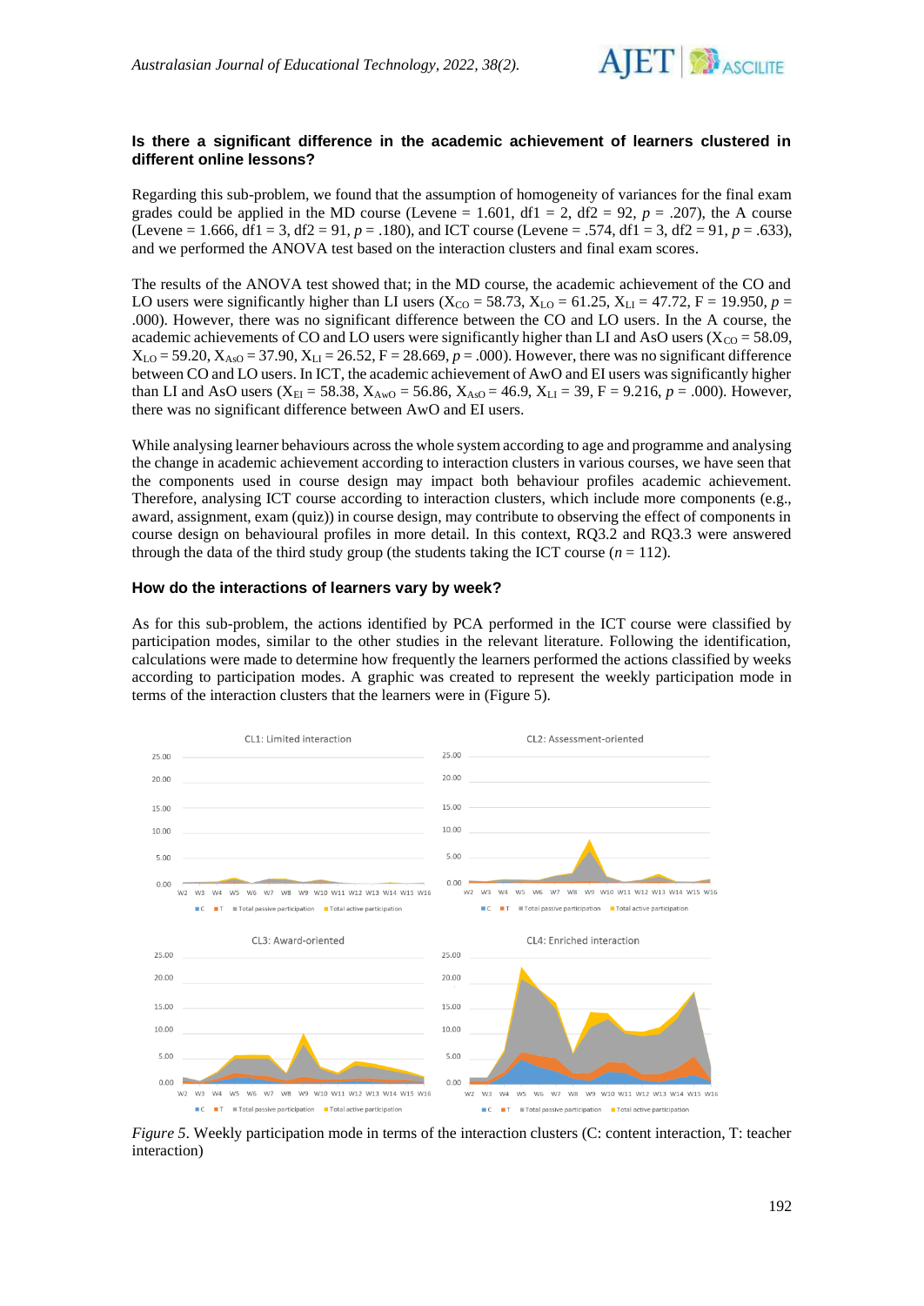### Is there a significant difference in the academic achievement of learners clustered in different online lessons?

Regarding this sub-problem, we found that the assumption of homogeneity of variances for the final exam grades could be applied in the MD course (Levene = 1.601, df1 = 2, df2 = 92, $p$ = .207), the A course (Levene = 1.666, df1 = 3, df2 = 91, $p$ = .180), and ICT course (Levene = .574, df1 = 3, df2 = 91, $p$ = .633), and we performed the ANOVA test based on the interaction clusters and final exam scores.

The results of the ANOVA test showed that; in the MD course, the academic achievement of the CO and LO users were significantly higher than LI users ($X_{CO}$ = 58.73, $X_{LO}$ = 61.25, $X_{LI}$ = 47.72, F = 19.950, $p$ = .000). However, there was no significant difference between the CO and LO users. In the A course, the academic achievements of CO and LO users were significantly higher than LI and AsO users ($X_{CO}$ = 58.09, $X_{LO}$ = 59.20, $X_{AsO}$ = 37.90, $X_{LI}$ = 26.52, F = 28.669, $p$ = .000). However, there was no significant difference between CO and LO users. In ICT, the academic achievement of AwO and EI users was significantly higher than LI and AsO users ($X_{EI}$ = 58.38, $X_{AwO}$ = 56.86, $X_{AsO}$ = 46.9, $X_{LI}$ = 39, F = 9.216, $p$ = .000). However, there was no significant difference between AwO and EI users.

While analysing learner behaviours across the whole system according to age and programme and analysing the change in academic achievement according to interaction clusters in various courses, we have seen that the components used in course design may impact both behaviour profiles academic achievement. Therefore, analysing ICT course according to interaction clusters, which include more components (e.g., award, assignment, exam (quiz)) in course design, may contribute to observing the effect of components in course design on behavioural profiles in more detail. In this context, RQ3.2 and RQ3.3 were answered through the data of the third study group (the students taking the ICT course ($n$ = 112).

### How do the interactions of learners vary by week?

As for this sub-problem, the actions identified by PCA performed in the ICT course were classified by participation modes, similar to the other studies in the relevant literature. Following the identification, calculations were made to determine how frequently the learners performed the actions classified by weeks according to participation modes. A graphic was created to represent the weekly participation mode in terms of the interaction clusters that the learners were in (Figure 5).

*Figure 5*. Weekly participation mode in terms of the interaction clusters (C: content interaction, T: teacher interaction)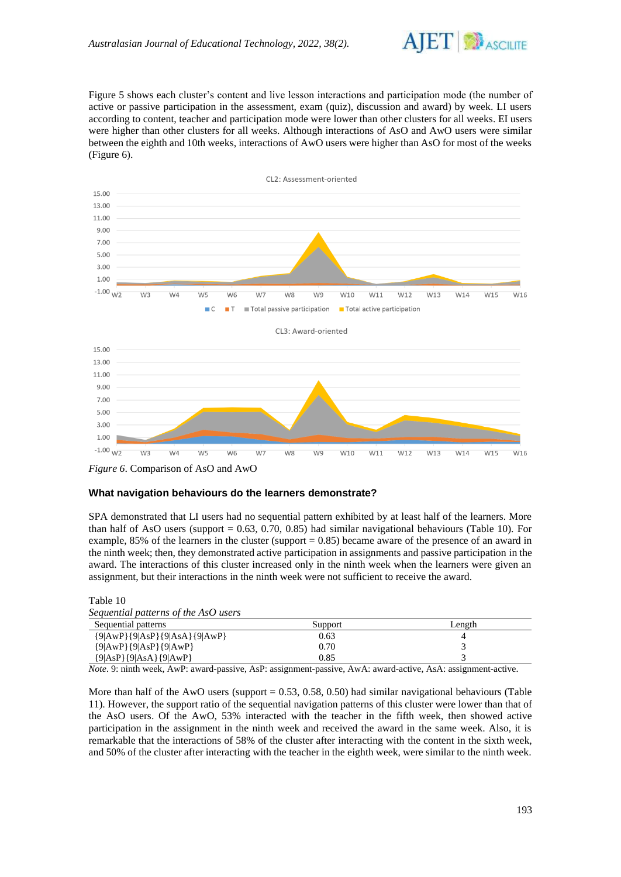Figure 5 shows each cluster's content and live lesson interactions and participation mode (the number of active or passive participation in the assessment, exam (quiz), discussion and award) by week. LI users according to content, teacher and participation mode were lower than other clusters for all weeks. EI users were higher than other clusters for all weeks. Although interactions of AsO and AwO users were similar between the eighth and 10th weeks, interactions of AwO users were higher than AsO for most of the weeks (Figure 6).

*Figure 6*. Comparison of AsO and AwO

### What navigation behaviours do the learners demonstrate?

SPA demonstrated that LI users had no sequential pattern exhibited by at least half of the learners. More than half of AsO users (support = 0.63, 0.70, 0.85) had similar navigational behaviours (Table 10). For example, 85% of the learners in the cluster (support = 0.85) became aware of the presence of an award in the ninth week; then, they demonstrated active participation in assignments and passive participation in the award. The interactions of this cluster increased only in the ninth week when the learners were given an assignment, but their interactions in the ninth week were not sufficient to receive the award.

Table 10
*Sequential patterns of the AsO users*

| Sequential patterns | Support | Length |
|---|---|---|
| {9\|AwP}{9\|AsP}{9\|AsA}{9\|AwP} | 0.63 | 4 |
| {9\|AwP}{9\|AsP}{9\|AwP} | 0.70 | 3 |
| {9\|AsP}{9\|AsA}{9\|AwP} | 0.85 | 3 |

*Note*. 9: ninth week, AwP: award-passive, AsP: assignment-passive, AwA: award-active, AsA: assignment-active.

More than half of the AwO users (support = 0.53, 0.58, 0.50) had similar navigational behaviours (Table 11). However, the support ratio of the sequential navigation patterns of this cluster were lower than that of the AsO users. Of the AwO, 53% interacted with the teacher in the fifth week, then showed active participation in the assignment in the ninth week and received the award in the same week. Also, it is remarkable that the interactions of 58% of the cluster after interacting with the content in the sixth week, and 50% of the cluster after interacting with the teacher in the eighth week, were similar to the ninth week.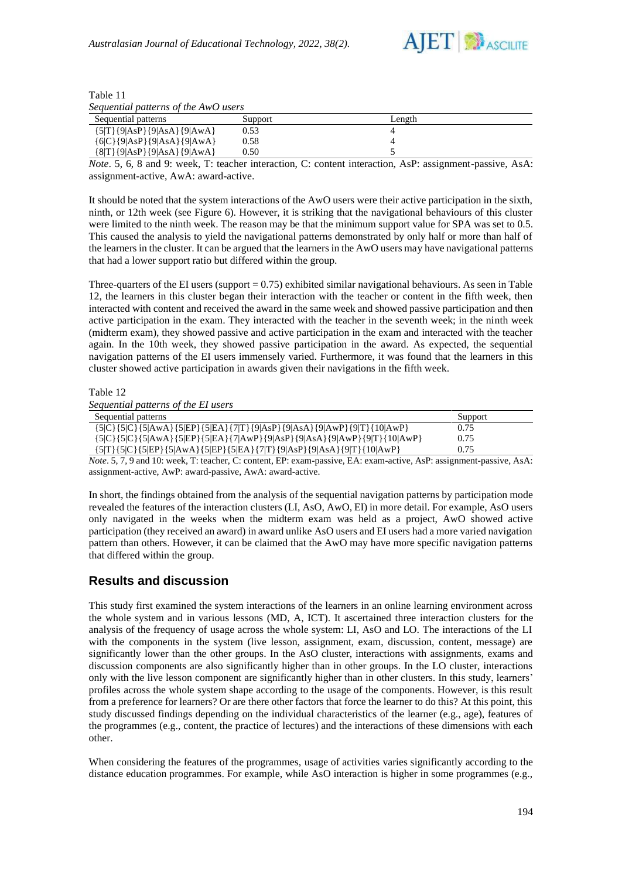Table 11
*Sequential patterns of the AwO users*

| Sequential patterns | Support | Length |
|---|---|---|
| {5\|T}{9\|AsP}{9\|AsA}{9\|AwA} | 0.53 | 4 |
| {6\|C}{9\|AsP}{9\|AsA}{9\|AwA} | 0.58 | 4 |
| {8\|T}{9\|AsP}{9\|AsA}{9\|AwA} | 0.50 | 5 |

*Note*. 5, 6, 8 and 9: week, T: teacher interaction, C: content interaction, AsP: assignment-passive, AsA: assignment-active, AwA: award-active.

It should be noted that the system interactions of the AwO users were their active participation in the sixth, ninth, or 12th week (see Figure 6). However, it is striking that the navigational behaviours of this cluster were limited to the ninth week. The reason may be that the minimum support value for SPA was set to 0.5. This caused the analysis to yield the navigational patterns demonstrated by only half or more than half of the learners in the cluster. It can be argued that the learners in the AwO users may have navigational patterns that had a lower support ratio but differed within the group.

Three-quarters of the EI users (support = 0.75) exhibited similar navigational behaviours. As seen in Table 12, the learners in this cluster began their interaction with the teacher or content in the fifth week, then interacted with content and received the award in the same week and showed passive participation and then active participation in the exam. They interacted with the teacher in the seventh week; in the ninth week (midterm exam), they showed passive and active participation in the exam and interacted with the teacher again. In the 10th week, they showed passive participation in the award. As expected, the sequential navigation patterns of the EI users immensely varied. Furthermore, it was found that the learners in this cluster showed active participation in awards given their navigations in the fifth week.

Table 12
*Sequential patterns of the EI users*

| Sequential patterns | Support |
|---|---|
| {5\|C}{5\|C}{5\|AwA}{5\|EP}{5\|EA}{7\|T}{9\|AsP}{9\|AsA}{9\|AwP}{9\|T}{10\|AwP} | 0.75 |
| {5\|C}{5\|C}{5\|AwA}{5\|EP}{5\|EA}{7\|AwP}{9\|AsP}{9\|AsA}{9\|AwP}{9\|T}{10\|AwP} | 0.75 |
| {5\|T}{5\|C}{5\|EP}{5\|AwA}{5\|EP}{5\|EA}{7\|T}{9\|AsP}{9\|AsA}{9\|T}{10\|AwP} | 0.75 |

*Note*. 5, 7, 9 and 10: week, T: teacher, C: content, EP: exam-passive, EA: exam-active, AsP: assignment-passive, AsA: assignment-active, AwP: award-passive, AwA: award-active.

In short, the findings obtained from the analysis of the sequential navigation patterns by participation mode revealed the features of the interaction clusters (LI, AsO, AwO, EI) in more detail. For example, AsO users only navigated in the weeks when the midterm exam was held as a project, AwO showed active participation (they received an award) in award unlike AsO users and EI users had a more varied navigation pattern than others. However, it can be claimed that the AwO may have more specific navigation patterns that differed within the group.

## Results and discussion

This study first examined the system interactions of the learners in an online learning environment across the whole system and in various lessons (MD, A, ICT). It ascertained three interaction clusters for the analysis of the frequency of usage across the whole system: LI, AsO and LO. The interactions of the LI with the components in the system (live lesson, assignment, exam, discussion, content, message) are significantly lower than the other groups. In the AsO cluster, interactions with assignments, exams and discussion components are also significantly higher than in other groups. In the LO cluster, interactions only with the live lesson component are significantly higher than in other clusters. In this study, learners' profiles across the whole system shape according to the usage of the components. However, is this result from a preference for learners? Or are there other factors that force the learner to do this? At this point, this study discussed findings depending on the individual characteristics of the learner (e.g., age), features of the programmes (e.g., content, the practice of lectures) and the interactions of these dimensions with each other.

When considering the features of the programmes, usage of activities varies significantly according to the distance education programmes. For example, while AsO interaction is higher in some programmes (e.g.,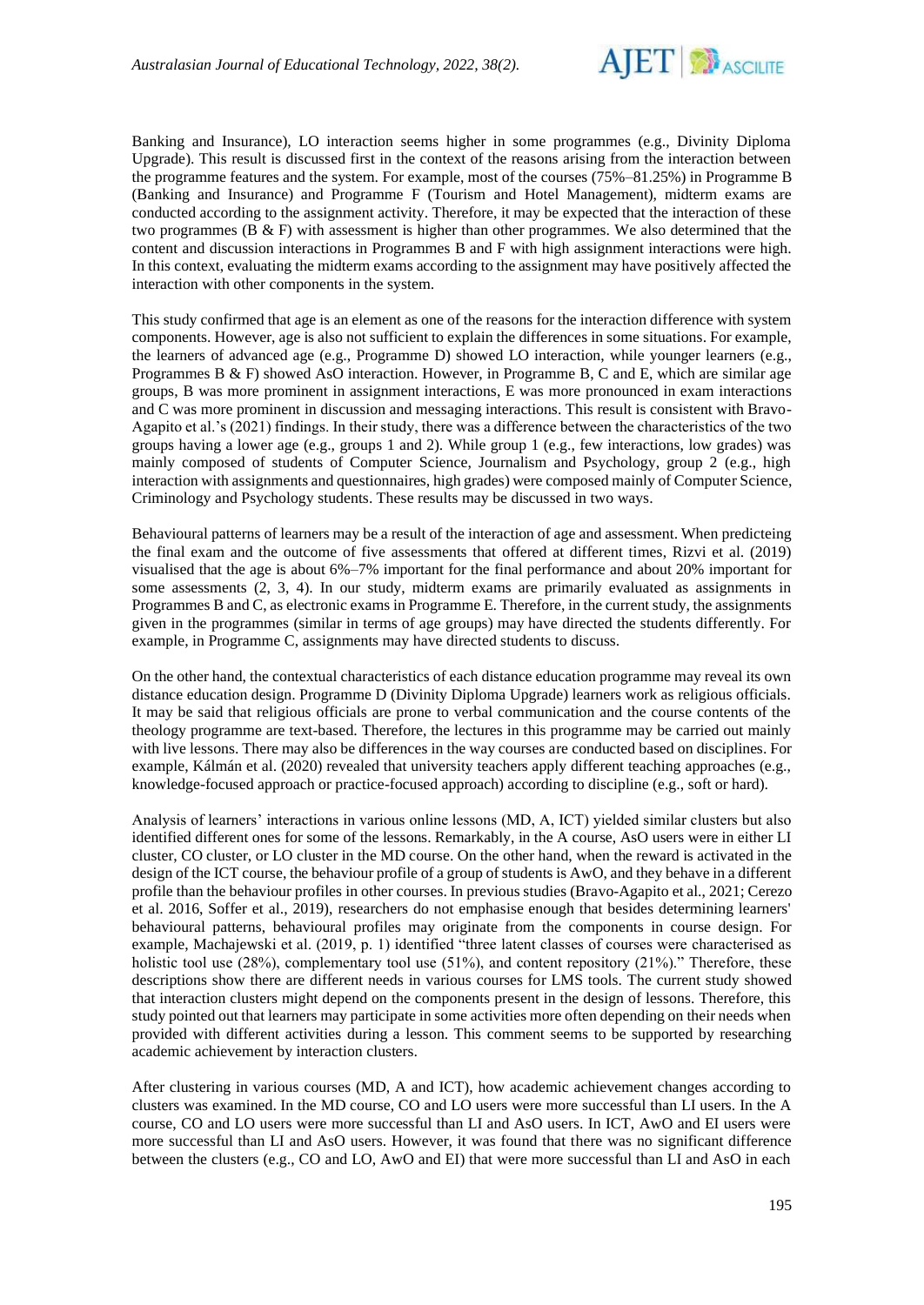Banking and Insurance), LO interaction seems higher in some programmes (e.g., Divinity Diploma Upgrade). This result is discussed first in the context of the reasons arising from the interaction between the programme features and the system. For example, most of the courses (75%–81.25%) in Programme B (Banking and Insurance) and Programme F (Tourism and Hotel Management), midterm exams are conducted according to the assignment activity. Therefore, it may be expected that the interaction of these two programmes (B & F) with assessment is higher than other programmes. We also determined that the content and discussion interactions in Programmes B and F with high assignment interactions were high. In this context, evaluating the midterm exams according to the assignment may have positively affected the interaction with other components in the system.

This study confirmed that age is an element as one of the reasons for the interaction difference with system components. However, age is also not sufficient to explain the differences in some situations. For example, the learners of advanced age (e.g., Programme D) showed LO interaction, while younger learners (e.g., Programmes B & F) showed AsO interaction. However, in Programme B, C and E, which are similar age groups, B was more prominent in assignment interactions, E was more pronounced in exam interactions and C was more prominent in discussion and messaging interactions. This result is consistent with Bravo-Agapito et al.'s (2021) findings. In their study, there was a difference between the characteristics of the two groups having a lower age (e.g., groups 1 and 2). While group 1 (e.g., few interactions, low grades) was mainly composed of students of Computer Science, Journalism and Psychology, group 2 (e.g., high interaction with assignments and questionnaires, high grades) were composed mainly of Computer Science, Criminology and Psychology students. These results may be discussed in two ways.

Behavioural patterns of learners may be a result of the interaction of age and assessment. When predicteing the final exam and the outcome of five assessments that offered at different times, Rizvi et al. (2019) visualised that the age is about 6%–7% important for the final performance and about 20% important for some assessments (2, 3, 4). In our study, midterm exams are primarily evaluated as assignments in Programmes B and C, as electronic exams in Programme E. Therefore, in the current study, the assignments given in the programmes (similar in terms of age groups) may have directed the students differently. For example, in Programme C, assignments may have directed students to discuss.

On the other hand, the contextual characteristics of each distance education programme may reveal its own distance education design. Programme D (Divinity Diploma Upgrade) learners work as religious officials. It may be said that religious officials are prone to verbal communication and the course contents of the theology programme are text-based. Therefore, the lectures in this programme may be carried out mainly with live lessons. There may also be differences in the way courses are conducted based on disciplines. For example, Kálmán et al. (2020) revealed that university teachers apply different teaching approaches (e.g., knowledge-focused approach or practice-focused approach) according to discipline (e.g., soft or hard).

Analysis of learners' interactions in various online lessons (MD, A, ICT) yielded similar clusters but also identified different ones for some of the lessons. Remarkably, in the A course, AsO users were in either LI cluster, CO cluster, or LO cluster in the MD course. On the other hand, when the reward is activated in the design of the ICT course, the behaviour profile of a group of students is AwO, and they behave in a different profile than the behaviour profiles in other courses. In previous studies (Bravo-Agapito et al., 2021; Cerezo et al. 2016, Soffer et al., 2019), researchers do not emphasise enough that besides determining learners' behavioural patterns, behavioural profiles may originate from the components in course design. For example, Machajewski et al. (2019, p. 1) identified "three latent classes of courses were characterised as holistic tool use (28%), complementary tool use (51%), and content repository (21%)." Therefore, these descriptions show there are different needs in various courses for LMS tools. The current study showed that interaction clusters might depend on the components present in the design of lessons. Therefore, this study pointed out that learners may participate in some activities more often depending on their needs when provided with different activities during a lesson. This comment seems to be supported by researching academic achievement by interaction clusters.

After clustering in various courses (MD, A and ICT), how academic achievement changes according to clusters was examined. In the MD course, CO and LO users were more successful than LI users. In the A course, CO and LO users were more successful than LI and AsO users. In ICT, AwO and EI users were more successful than LI and AsO users. However, it was found that there was no significant difference between the clusters (e.g., CO and LO, AwO and EI) that were more successful than LI and AsO in each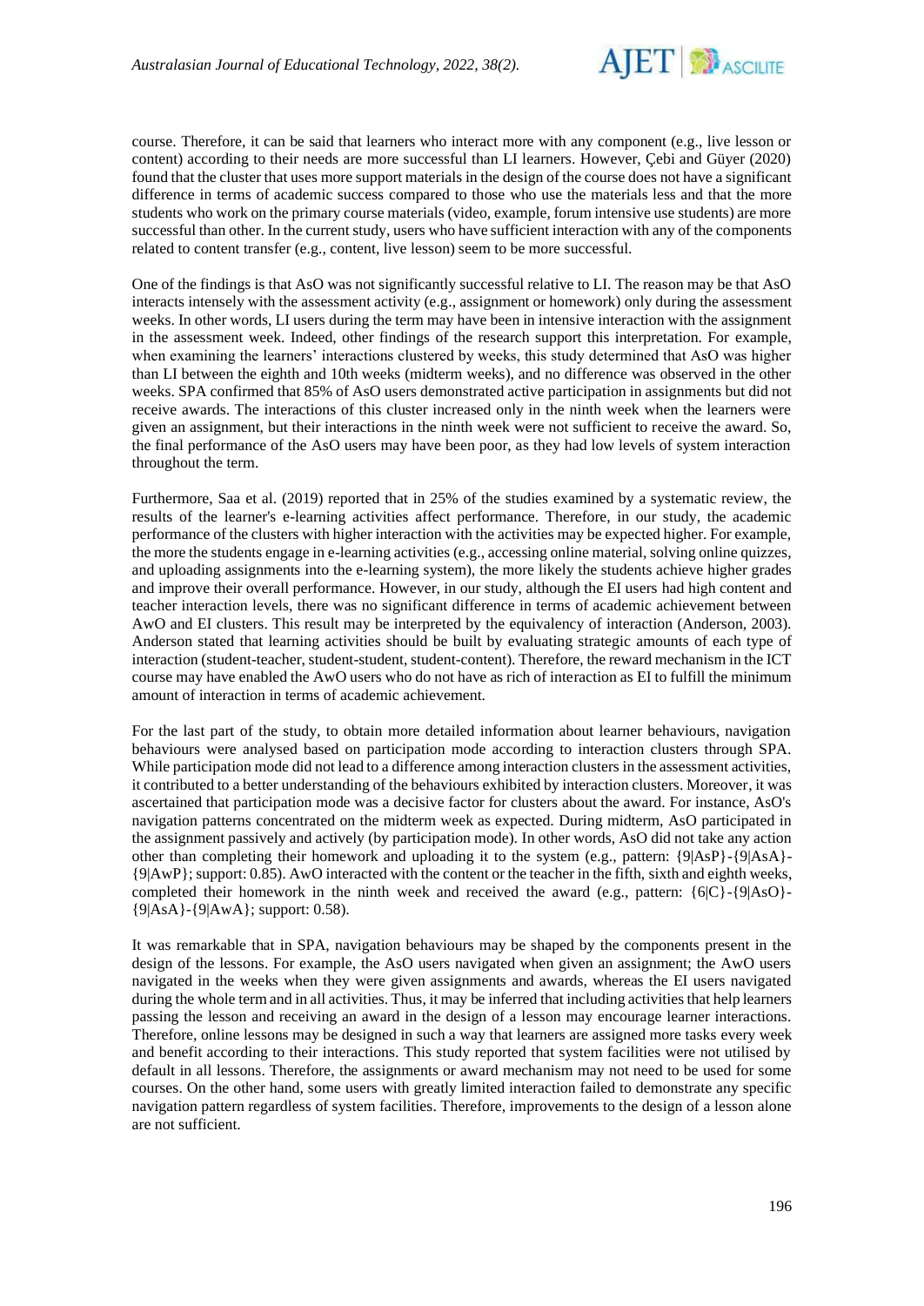course. Therefore, it can be said that learners who interact more with any component (e.g., live lesson or content) according to their needs are more successful than LI learners. However, Çebi and Güyer (2020) found that the cluster that uses more support materials in the design of the course does not have a significant difference in terms of academic success compared to those who use the materials less and that the more students who work on the primary course materials (video, example, forum intensive use students) are more successful than other. In the current study, users who have sufficient interaction with any of the components related to content transfer (e.g., content, live lesson) seem to be more successful.

One of the findings is that AsO was not significantly successful relative to LI. The reason may be that AsO interacts intensely with the assessment activity (e.g., assignment or homework) only during the assessment weeks. In other words, LI users during the term may have been in intensive interaction with the assignment in the assessment week. Indeed, other findings of the research support this interpretation. For example, when examining the learners' interactions clustered by weeks, this study determined that AsO was higher than LI between the eighth and 10th weeks (midterm weeks), and no difference was observed in the other weeks. SPA confirmed that 85% of AsO users demonstrated active participation in assignments but did not receive awards. The interactions of this cluster increased only in the ninth week when the learners were given an assignment, but their interactions in the ninth week were not sufficient to receive the award. So, the final performance of the AsO users may have been poor, as they had low levels of system interaction throughout the term.

Furthermore, Saa et al. (2019) reported that in 25% of the studies examined by a systematic review, the results of the learner's e-learning activities affect performance. Therefore, in our study, the academic performance of the clusters with higher interaction with the activities may be expected higher. For example, the more the students engage in e-learning activities (e.g., accessing online material, solving online quizzes, and uploading assignments into the e-learning system), the more likely the students achieve higher grades and improve their overall performance. However, in our study, although the EI users had high content and teacher interaction levels, there was no significant difference in terms of academic achievement between AwO and EI clusters. This result may be interpreted by the equivalency of interaction (Anderson, 2003). Anderson stated that learning activities should be built by evaluating strategic amounts of each type of interaction (student-teacher, student-student, student-content). Therefore, the reward mechanism in the ICT course may have enabled the AwO users who do not have as rich of interaction as EI to fulfill the minimum amount of interaction in terms of academic achievement.

For the last part of the study, to obtain more detailed information about learner behaviours, navigation behaviours were analysed based on participation mode according to interaction clusters through SPA. While participation mode did not lead to a difference among interaction clusters in the assessment activities, it contributed to a better understanding of the behaviours exhibited by interaction clusters. Moreover, it was ascertained that participation mode was a decisive factor for clusters about the award. For instance, AsO's navigation patterns concentrated on the midterm week as expected. During midterm, AsO participated in the assignment passively and actively (by participation mode). In other words, AsO did not take any action other than completing their homework and uploading it to the system (e.g., pattern: {9|AsP}-{9|AsA}-{9|AwP}; support: 0.85). AwO interacted with the content or the teacher in the fifth, sixth and eighth weeks, completed their homework in the ninth week and received the award (e.g., pattern: {6|C}-{9|AsO}-{9|AsA}-{9|AwA}; support: 0.58).

It was remarkable that in SPA, navigation behaviours may be shaped by the components present in the design of the lessons. For example, the AsO users navigated when given an assignment; the AwO users navigated in the weeks when they were given assignments and awards, whereas the EI users navigated during the whole term and in all activities. Thus, it may be inferred that including activities that help learners passing the lesson and receiving an award in the design of a lesson may encourage learner interactions. Therefore, online lessons may be designed in such a way that learners are assigned more tasks every week and benefit according to their interactions. This study reported that system facilities were not utilised by default in all lessons. Therefore, the assignments or award mechanism may not need to be used for some courses. On the other hand, some users with greatly limited interaction failed to demonstrate any specific navigation pattern regardless of system facilities. Therefore, improvements to the design of a lesson alone are not sufficient.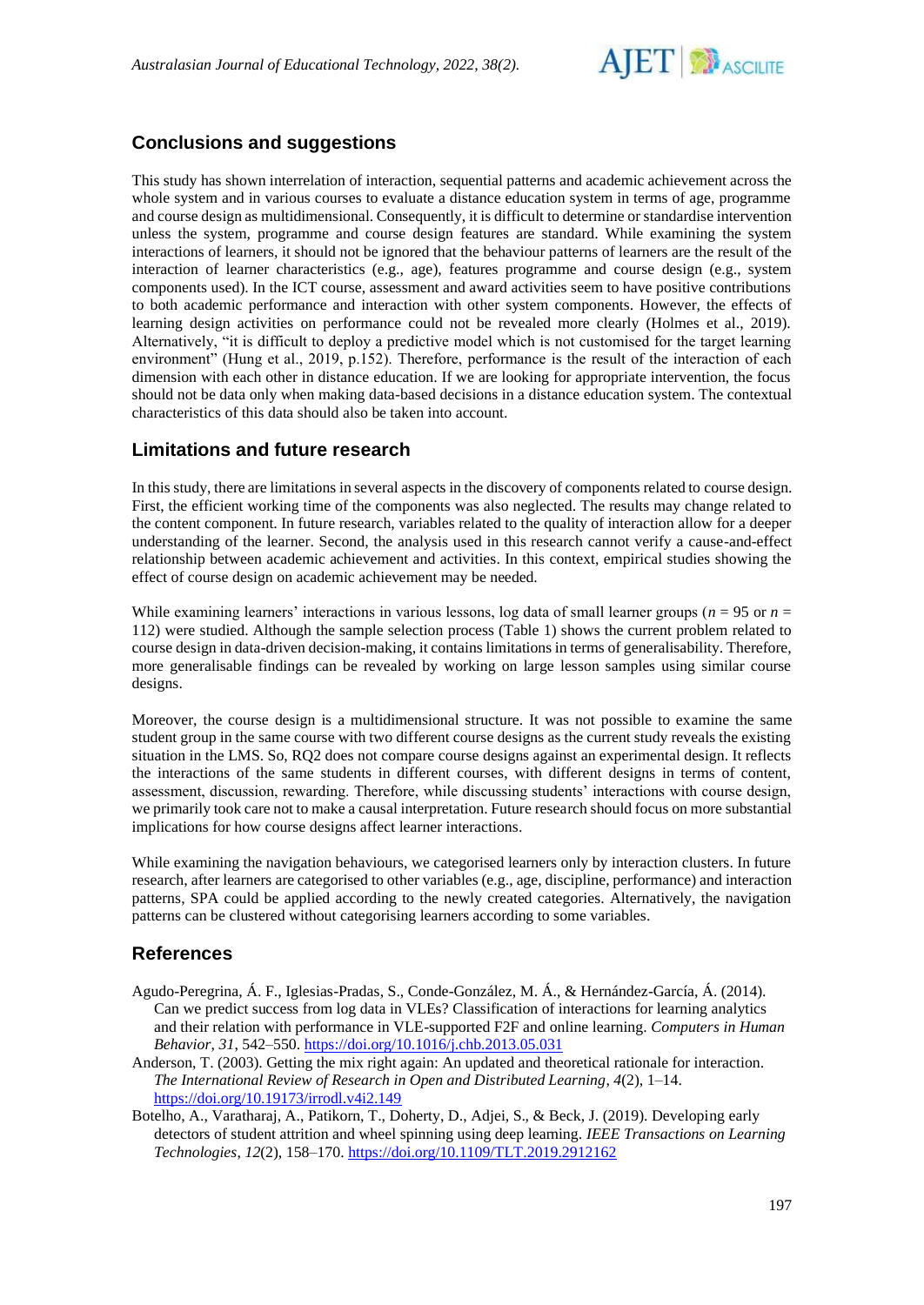## Conclusions and suggestions

This study has shown interrelation of interaction, sequential patterns and academic achievement across the whole system and in various courses to evaluate a distance education system in terms of age, programme and course design as multidimensional. Consequently, it is difficult to determine or standardise intervention unless the system, programme and course design features are standard. While examining the system interactions of learners, it should not be ignored that the behaviour patterns of learners are the result of the interaction of learner characteristics (e.g., age), features programme and course design (e.g., system components used). In the ICT course, assessment and award activities seem to have positive contributions to both academic performance and interaction with other system components. However, the effects of learning design activities on performance could not be revealed more clearly (Holmes et al., 2019). Alternatively, "it is difficult to deploy a predictive model which is not customised for the target learning environment" (Hung et al., 2019, p.152). Therefore, performance is the result of the interaction of each dimension with each other in distance education. If we are looking for appropriate intervention, the focus should not be data only when making data-based decisions in a distance education system. The contextual characteristics of this data should also be taken into account.

## Limitations and future research

In this study, there are limitations in several aspects in the discovery of components related to course design. First, the efficient working time of the components was also neglected. The results may change related to the content component. In future research, variables related to the quality of interaction allow for a deeper understanding of the learner. Second, the analysis used in this research cannot verify a cause-and-effect relationship between academic achievement and activities. In this context, empirical studies showing the effect of course design on academic achievement may be needed.

While examining learners' interactions in various lessons, log data of small learner groups ($n$ = 95 or $n$ = 112) were studied. Although the sample selection process (Table 1) shows the current problem related to course design in data-driven decision-making, it contains limitations in terms of generalisability. Therefore, more generalisable findings can be revealed by working on large lesson samples using similar course designs.

Moreover, the course design is a multidimensional structure. It was not possible to examine the same student group in the same course with two different course designs as the current study reveals the existing situation in the LMS. So, RQ2 does not compare course designs against an experimental design. It reflects the interactions of the same students in different courses, with different designs in terms of content, assessment, discussion, rewarding. Therefore, while discussing students' interactions with course design, we primarily took care not to make a causal interpretation. Future research should focus on more substantial implications for how course designs affect learner interactions.

While examining the navigation behaviours, we categorised learners only by interaction clusters. In future research, after learners are categorised to other variables (e.g., age, discipline, performance) and interaction patterns, SPA could be applied according to the newly created categories. Alternatively, the navigation patterns can be clustered without categorising learners according to some variables.

## References

Agudo-Peregrina, Á. F., Iglesias-Pradas, S., Conde-González, M. Á., & Hernández-García, Á. (2014). Can we predict success from log data in VLEs? Classification of interactions for learning analytics and their relation with performance in VLE-supported F2F and online learning. *Computers in Human Behavior*, *31*, 542–550. https://doi.org/10.1016/j.chb.2013.05.031

Anderson, T. (2003). Getting the mix right again: An updated and theoretical rationale for interaction. *The International Review of Research in Open and Distributed Learning*, *4*(2), 1–14. https://doi.org/10.19173/irrodl.v4i2.149

Botelho, A., Varatharaj, A., Patikorn, T., Doherty, D., Adjei, S., & Beck, J. (2019). Developing early detectors of student attrition and wheel spinning using deep learning. *IEEE Transactions on Learning Technologies*, *12*(2), 158–170. https://doi.org/10.1109/TLT.2019.2912162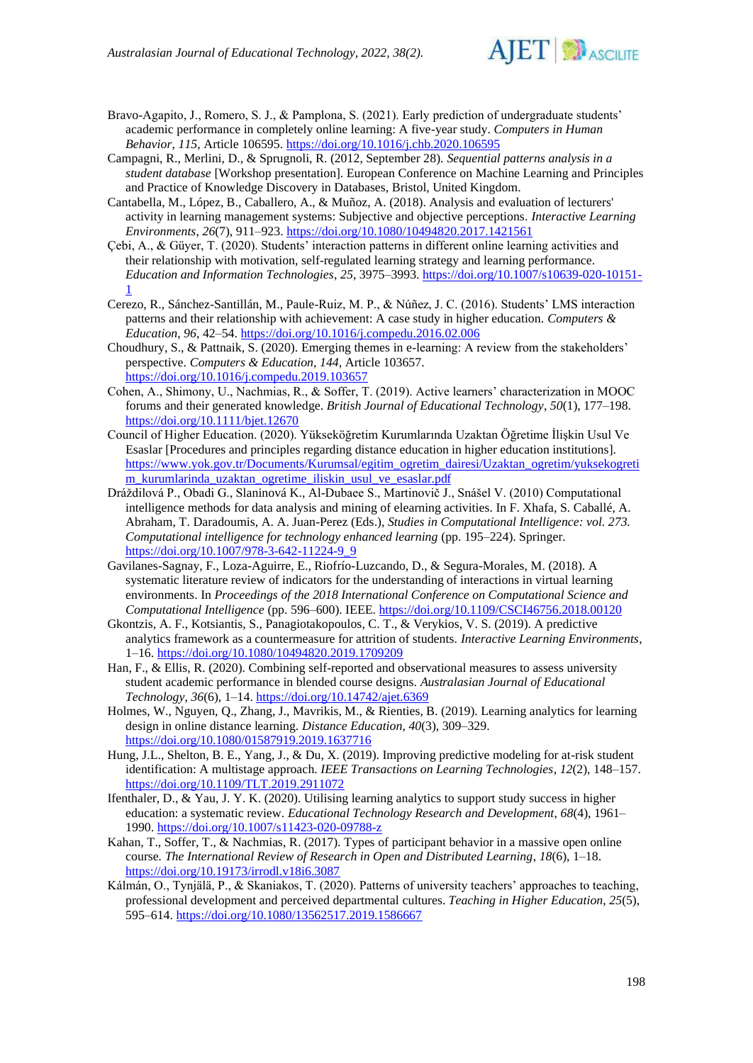Bravo-Agapito, J., Romero, S. J., & Pamplona, S. (2021). Early prediction of undergraduate students' academic performance in completely online learning: A five-year study. *Computers in Human Behavior*, *115*, Article 106595. https://doi.org/10.1016/j.chb.2020.106595

Campagni, R., Merlini, D., & Sprugnoli, R. (2012, September 28). *Sequential patterns analysis in a student database* [Workshop presentation]. European Conference on Machine Learning and Principles and Practice of Knowledge Discovery in Databases, Bristol, United Kingdom.

Cantabella, M., López, B., Caballero, A., & Muñoz, A. (2018). Analysis and evaluation of lecturers' activity in learning management systems: Subjective and objective perceptions. *Interactive Learning Environments*, *26*(7), 911–923. https://doi.org/10.1080/10494820.2017.1421561

Çebi, A., & Güyer, T. (2020). Students' interaction patterns in different online learning activities and their relationship with motivation, self-regulated learning strategy and learning performance. *Education and Information Technologies*, *25*, 3975–3993. https://doi.org/10.1007/s10639-020-10151-1

Cerezo, R., Sánchez-Santillán, M., Paule-Ruiz, M. P., & Núñez, J. C. (2016). Students' LMS interaction patterns and their relationship with achievement: A case study in higher education. *Computers & Education*, *96*, 42–54. https://doi.org/10.1016/j.compedu.2016.02.006

Choudhury, S., & Pattnaik, S. (2020). Emerging themes in e-learning: A review from the stakeholders' perspective. *Computers & Education*, *144*, Article 103657. https://doi.org/10.1016/j.compedu.2019.103657

Cohen, A., Shimony, U., Nachmias, R., & Soffer, T. (2019). Active learners' characterization in MOOC forums and their generated knowledge. *British Journal of Educational Technology*, *50*(1), 177–198. https://doi.org/10.1111/bjet.12670

Council of Higher Education. (2020). Yükseköğretim Kurumlarında Uzaktan Öğretime İlişkin Usul Ve Esaslar [Procedures and principles regarding distance education in higher education institutions]. https://www.yok.gov.tr/Documents/Kurumsal/egitim_ogretim_dairesi/Uzaktan_ogretim/yuksekogretim_kurumlarinda_uzaktan_ogretime_iliskin_usul_ve_esaslar.pdf

Dráždilová P., Obadi G., Slaninová K., Al-Dubaee S., Martinovič J., Snášel V. (2010) Computational intelligence methods for data analysis and mining of elearning activities. In F. Xhafa, S. Caballé, A. Abraham, T. Daradoumis, A. A. Juan-Perez (Eds.), *Studies in Computational Intelligence: vol. 273. Computational intelligence for technology enhanced learning* (pp. 195–224). Springer. https://doi.org/10.1007/978-3-642-11224-9_9

Gavilanes-Sagnay, F., Loza-Aguirre, E., Riofrío-Luzcando, D., & Segura-Morales, M. (2018). A systematic literature review of indicators for the understanding of interactions in virtual learning environments. In *Proceedings of the 2018 International Conference on Computational Science and Computational Intelligence* (pp. 596–600). IEEE. https://doi.org/10.1109/CSCI46756.2018.00120

Gkontzis, A. F., Kotsiantis, S., Panagiotakopoulos, C. T., & Verykios, V. S. (2019). A predictive analytics framework as a countermeasure for attrition of students. *Interactive Learning Environments*, 1–16. https://doi.org/10.1080/10494820.2019.1709209

Han, F., & Ellis, R. (2020). Combining self-reported and observational measures to assess university student academic performance in blended course designs. *Australasian Journal of Educational Technology*, *36*(6), 1–14. https://doi.org/10.14742/ajet.6369

Holmes, W., Nguyen, Q., Zhang, J., Mavrikis, M., & Rienties, B. (2019). Learning analytics for learning design in online distance learning. *Distance Education*, *40*(3), 309–329. https://doi.org/10.1080/01587919.2019.1637716

Hung, J.L., Shelton, B. E., Yang, J., & Du, X. (2019). Improving predictive modeling for at-risk student identification: A multistage approach. *IEEE Transactions on Learning Technologies*, *12*(2), 148–157. https://doi.org/10.1109/TLT.2019.2911072

Ifenthaler, D., & Yau, J. Y. K. (2020). Utilising learning analytics to support study success in higher education: a systematic review. *Educational Technology Research and Development*, *68*(4), 1961–1990. https://doi.org/10.1007/s11423-020-09788-z

Kahan, T., Soffer, T., & Nachmias, R. (2017). Types of participant behavior in a massive open online course. *The International Review of Research in Open and Distributed Learning*, *18*(6), 1–18. https://doi.org/10.19173/irrodl.v18i6.3087

Kálmán, O., Tynjälä, P., & Skaniakos, T. (2020). Patterns of university teachers' approaches to teaching, professional development and perceived departmental cultures. *Teaching in Higher Education*, *25*(5), 595–614. https://doi.org/10.1080/13562517.2019.1586667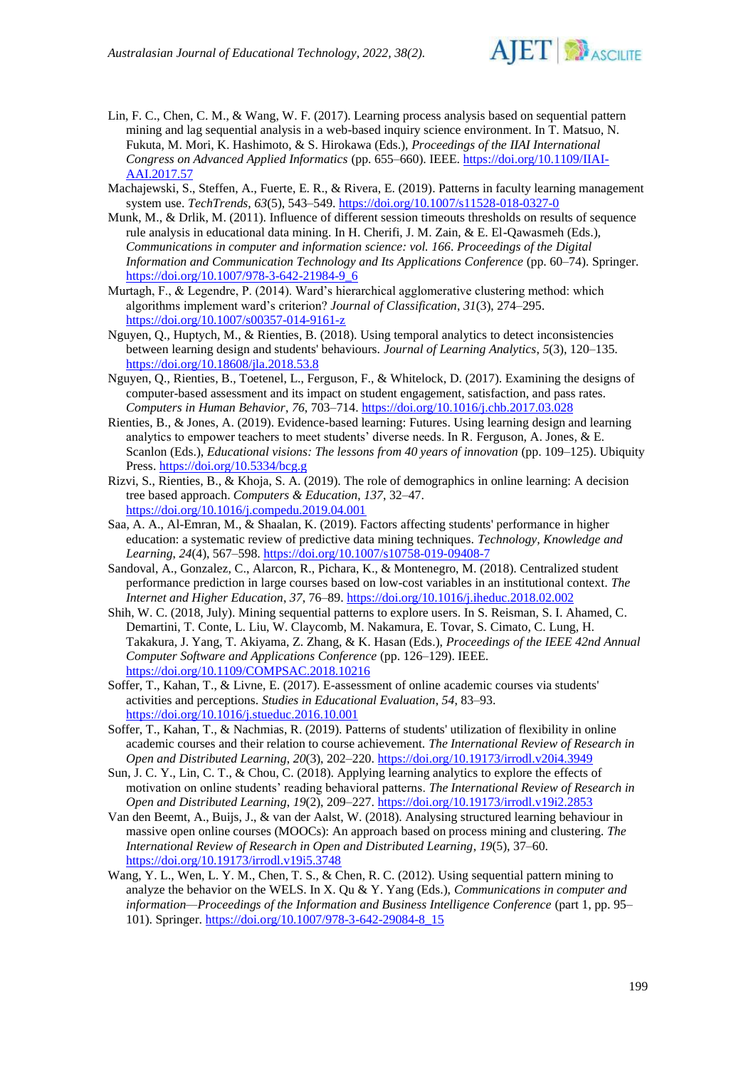Lin, F. C., Chen, C. M., & Wang, W. F. (2017). Learning process analysis based on sequential pattern mining and lag sequential analysis in a web-based inquiry science environment. In T. Matsuo, N. Fukuta, M. Mori, K. Hashimoto, & S. Hirokawa (Eds.), *Proceedings of the IIAI International Congress on Advanced Applied Informatics* (pp. 655–660). IEEE. https://doi.org/10.1109/IIAI-AAI.2017.57

Machajewski, S., Steffen, A., Fuerte, E. R., & Rivera, E. (2019). Patterns in faculty learning management system use. *TechTrends*, *63*(5), 543–549. https://doi.org/10.1007/s11528-018-0327-0

Munk, M., & Drlik, M. (2011). Influence of different session timeouts thresholds on results of sequence rule analysis in educational data mining. In H. Cherifi, J. M. Zain, & E. El-Qawasmeh (Eds.), *Communications in computer and information science: vol. 166*. *Proceedings of the Digital Information and Communication Technology and Its Applications Conference* (pp. 60–74). Springer. https://doi.org/10.1007/978-3-642-21984-9_6

Murtagh, F., & Legendre, P. (2014). Ward's hierarchical agglomerative clustering method: which algorithms implement ward's criterion? *Journal of Classification*, *31*(3), 274–295. https://doi.org/10.1007/s00357-014-9161-z

Nguyen, Q., Huptych, M., & Rienties, B. (2018). Using temporal analytics to detect inconsistencies between learning design and students' behaviours. *Journal of Learning Analytics, 5*(3), 120–135. https://doi.org/10.18608/jla.2018.53.8

Nguyen, Q., Rienties, B., Toetenel, L., Ferguson, F., & Whitelock, D. (2017). Examining the designs of computer-based assessment and its impact on student engagement, satisfaction, and pass rates. *Computers in Human Behavior*, *76*, 703–714. https://doi.org/10.1016/j.chb.2017.03.028

Rienties, B., & Jones, A. (2019). Evidence-based learning: Futures. Using learning design and learning analytics to empower teachers to meet students' diverse needs. In R. Ferguson, A. Jones, & E. Scanlon (Eds.), *Educational visions: The lessons from 40 years of innovation* (pp. 109–125). Ubiquity Press. https://doi.org/10.5334/bcg.g

Rizvi, S., Rienties, B., & Khoja, S. A. (2019). The role of demographics in online learning: A decision tree based approach. *Computers & Education*, *137*, 32–47. https://doi.org/10.1016/j.compedu.2019.04.001

Saa, A. A., Al-Emran, M., & Shaalan, K. (2019). Factors affecting students' performance in higher education: a systematic review of predictive data mining techniques. *Technology, Knowledge and Learning*, *24*(4), 567–598. https://doi.org/10.1007/s10758-019-09408-7

Sandoval, A., Gonzalez, C., Alarcon, R., Pichara, K., & Montenegro, M. (2018). Centralized student performance prediction in large courses based on low-cost variables in an institutional context. *The Internet and Higher Education*, *37*, 76–89. https://doi.org/10.1016/j.iheduc.2018.02.002

Shih, W. C. (2018, July). Mining sequential patterns to explore users. In S. Reisman, S. I. Ahamed, C. Demartini, T. Conte, L. Liu, W. Claycomb, M. Nakamura, E. Tovar, S. Cimato, C. Lung, H. Takakura, J. Yang, T. Akiyama, Z. Zhang, & K. Hasan (Eds.), *Proceedings of the IEEE 42nd Annual Computer Software and Applications Conference* (pp. 126–129). IEEE. https://doi.org/10.1109/COMPSAC.2018.10216

Soffer, T., Kahan, T., & Livne, E. (2017). E-assessment of online academic courses via students' activities and perceptions. *Studies in Educational Evaluation*, *54*, 83–93. https://doi.org/10.1016/j.stueduc.2016.10.001

Soffer, T., Kahan, T., & Nachmias, R. (2019). Patterns of students' utilization of flexibility in online academic courses and their relation to course achievement. *The International Review of Research in Open and Distributed Learning*, *20*(3), 202–220. https://doi.org/10.19173/irrodl.v20i4.3949

Sun, J. C. Y., Lin, C. T., & Chou, C. (2018). Applying learning analytics to explore the effects of motivation on online students' reading behavioral patterns. *The International Review of Research in Open and Distributed Learning*, *19*(2), 209–227. https://doi.org/10.19173/irrodl.v19i2.2853

Van den Beemt, A., Buijs, J., & van der Aalst, W. (2018). Analysing structured learning behaviour in massive open online courses (MOOCs): An approach based on process mining and clustering. *The International Review of Research in Open and Distributed Learning*, *19*(5), 37–60. https://doi.org/10.19173/irrodl.v19i5.3748

Wang, Y. L., Wen, L. Y. M., Chen, T. S., & Chen, R. C. (2012). Using sequential pattern mining to analyze the behavior on the WELS. In X. Qu & Y. Yang (Eds.), *Communications in computer and information—Proceedings of the Information and Business Intelligence Conference* (part 1, pp. 95–101). Springer. https://doi.org/10.1007/978-3-642-29084-8_15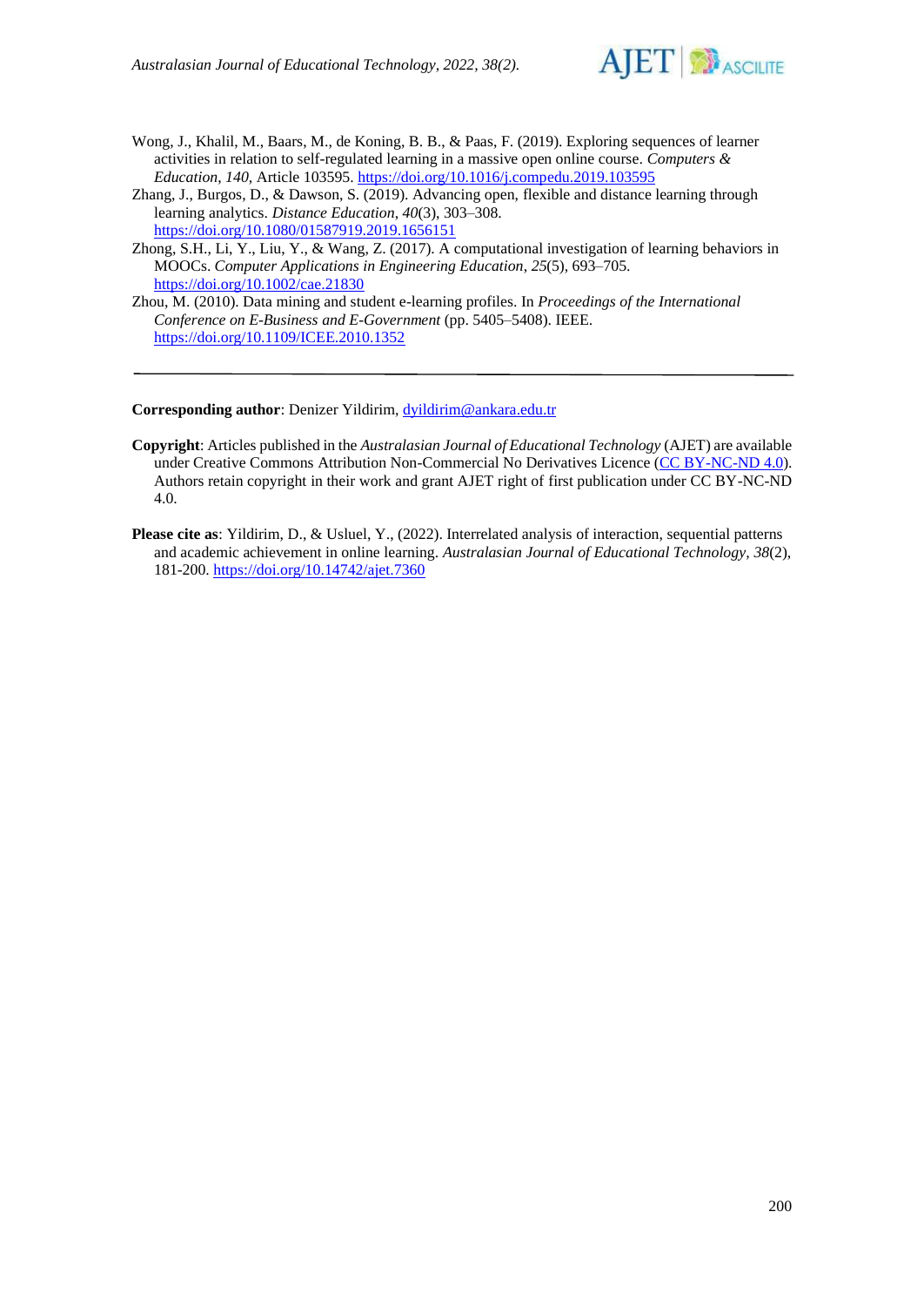Wong, J., Khalil, M., Baars, M., de Koning, B. B., & Paas, F. (2019). Exploring sequences of learner activities in relation to self-regulated learning in a massive open online course. *Computers & Education, 140,* Article 103595. https://doi.org/10.1016/j.compedu.2019.103595

Zhang, J., Burgos, D., & Dawson, S. (2019). Advancing open, flexible and distance learning through learning analytics. *Distance Education, 40*(3), 303–308. https://doi.org/10.1080/01587919.2019.1656151

Zhong, S.H., Li, Y., Liu, Y., & Wang, Z. (2017). A computational investigation of learning behaviors in MOOCs. *Computer Applications in Engineering Education*, *25*(5), 693–705. https://doi.org/10.1002/cae.21830

Zhou, M. (2010). Data mining and student e-learning profiles. In *Proceedings of the International Conference on E-Business and E-Government* (pp. 5405–5408). IEEE. https://doi.org/10.1109/ICEE.2010.1352

---

**Corresponding author**: Denizer Yildirim, dyildirim@ankara.edu.tr

**Copyright**: Articles published in the *Australasian Journal of Educational Technology* (AJET) are available under Creative Commons Attribution Non-Commercial No Derivatives Licence (CC BY-NC-ND 4.0). Authors retain copyright in their work and grant AJET right of first publication under CC BY-NC-ND 4.0.

**Please cite as**: Yildirim, D., & Usluel, Y., (2022). Interrelated analysis of interaction, sequential patterns and academic achievement in online learning. *Australasian Journal of Educational Technology, 38*(2), 181-200. https://doi.org/10.14742/ajet.7360